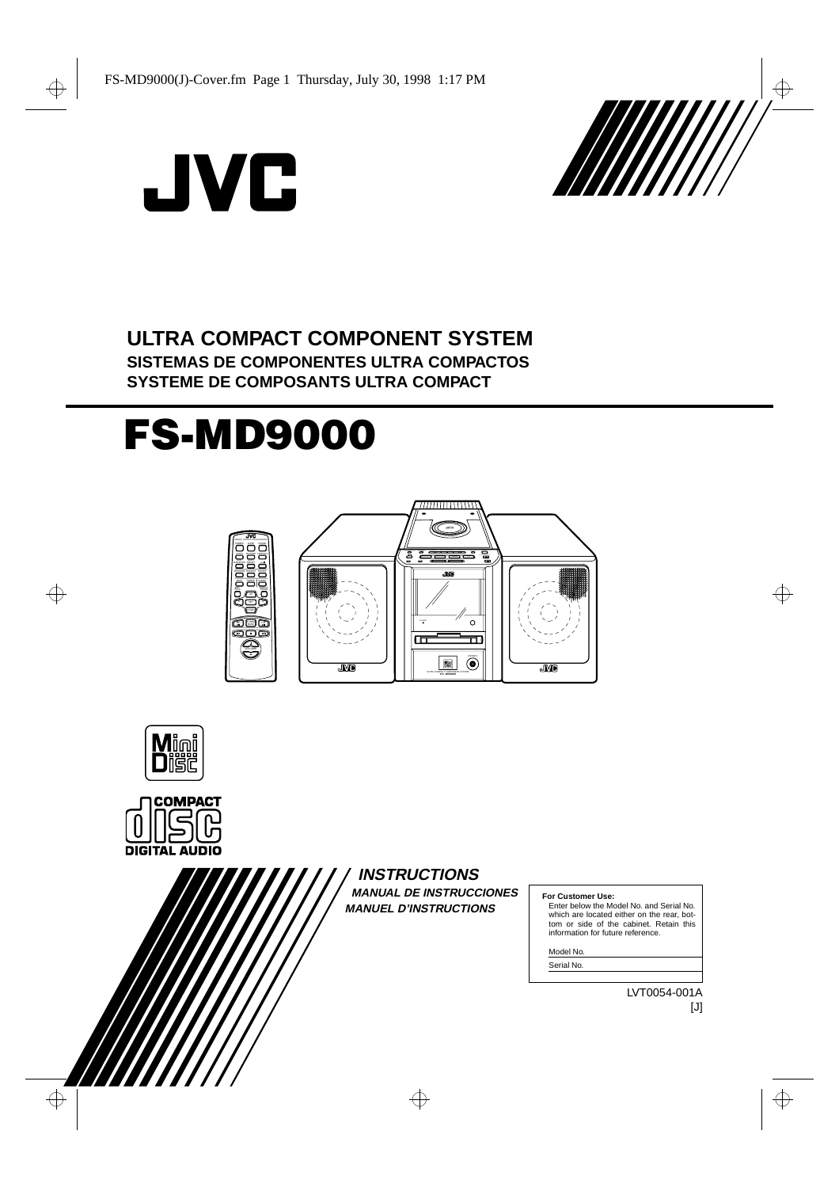JVC

**ULTRA COMPACT COMPONENT SYSTEM**

**SISTEMAS DE COMPONENTES ULTRA COMPACTOS**

**SYSTEME DE COMPOSANTS ULTRA COMPACT**

# FS-MD9000

***INSTRUCTIONS***

***MANUAL DE INSTRUCCIONES***

***MANUEL D'INSTRUCTIONS***

**For Customer Use:**

Enter below the Model No. and Serial No. which are located either on the rear, bottom or side of the cabinet. Retain this information for future reference.

Model No.

Serial No.

LVT0054-001A

[J]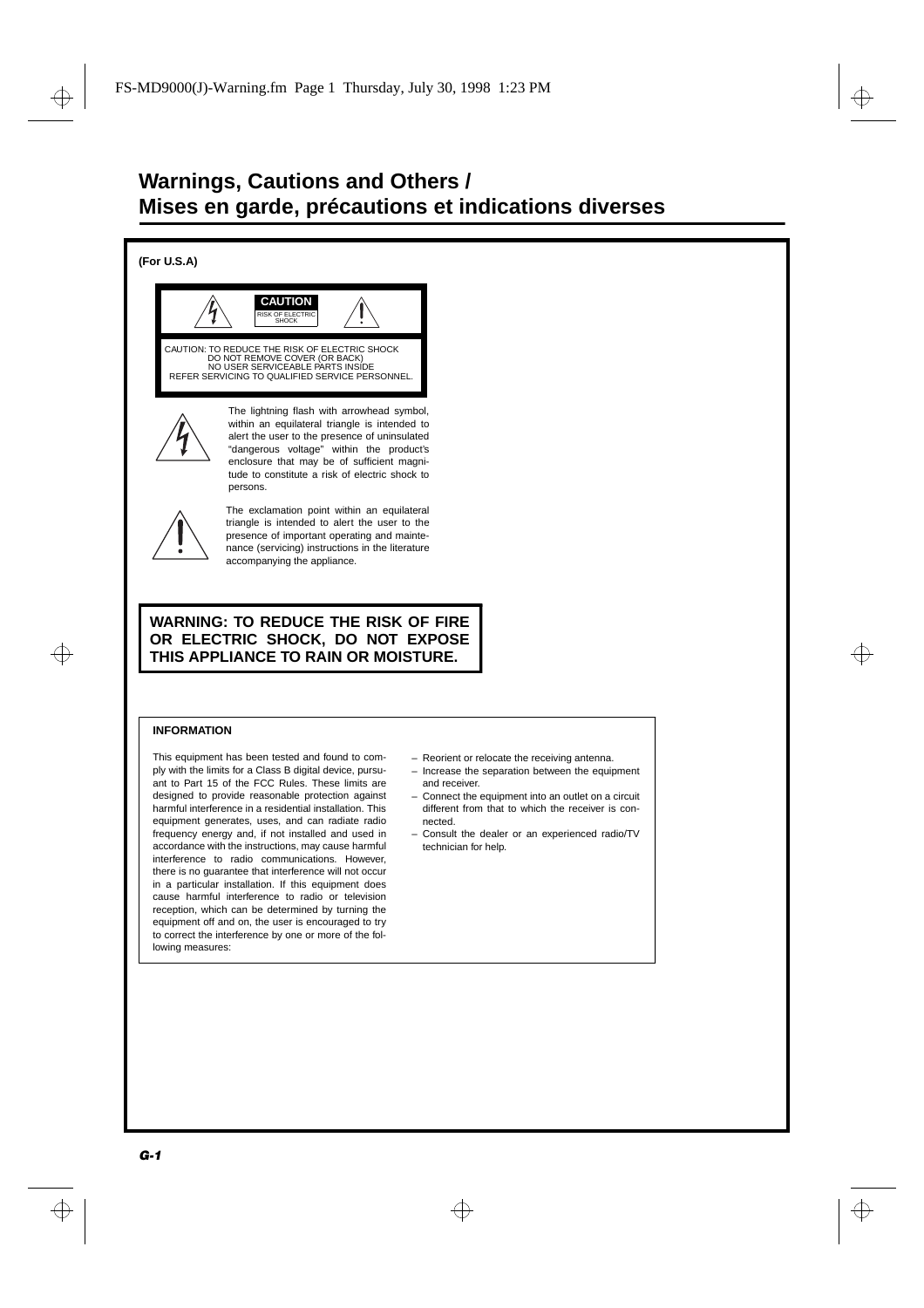# Warnings, Cautions and Others / Mises en garde, précautions et indications diverses

**(For U.S.A)**

**CAUTION**
RISK OF ELECTRIC SHOCK

CAUTION: TO REDUCE THE RISK OF ELECTRIC SHOCK
DO NOT REMOVE COVER (OR BACK)
NO USER SERVICEABLE PARTS INSIDE
REFER SERVICING TO QUALIFIED SERVICE PERSONNEL.

The lightning flash with arrowhead symbol, within an equilateral triangle is intended to alert the user to the presence of uninsulated "dangerous voltage" within the product's enclosure that may be of sufficient magnitude to constitute a risk of electric shock to persons.

The exclamation point within an equilateral triangle is intended to alert the user to the presence of important operating and maintenance (servicing) instructions in the literature accompanying the appliance.

**WARNING: TO REDUCE THE RISK OF FIRE OR ELECTRIC SHOCK, DO NOT EXPOSE THIS APPLIANCE TO RAIN OR MOISTURE.**

**INFORMATION**

This equipment has been tested and found to comply with the limits for a Class B digital device, pursuant to Part 15 of the FCC Rules. These limits are designed to provide reasonable protection against harmful interference in a residential installation. This equipment generates, uses, and can radiate radio frequency energy and, if not installed and used in accordance with the instructions, may cause harmful interference to radio communications. However, there is no guarantee that interference will not occur in a particular installation. If this equipment does cause harmful interference to radio or television reception, which can be determined by turning the equipment off and on, the user is encouraged to try to correct the interference by one or more of the following measures:

- Reorient or relocate the receiving antenna.
- Increase the separation between the equipment and receiver.
- Connect the equipment into an outlet on a circuit different from that to which the receiver is connected.
- Consult the dealer or an experienced radio/TV technician for help.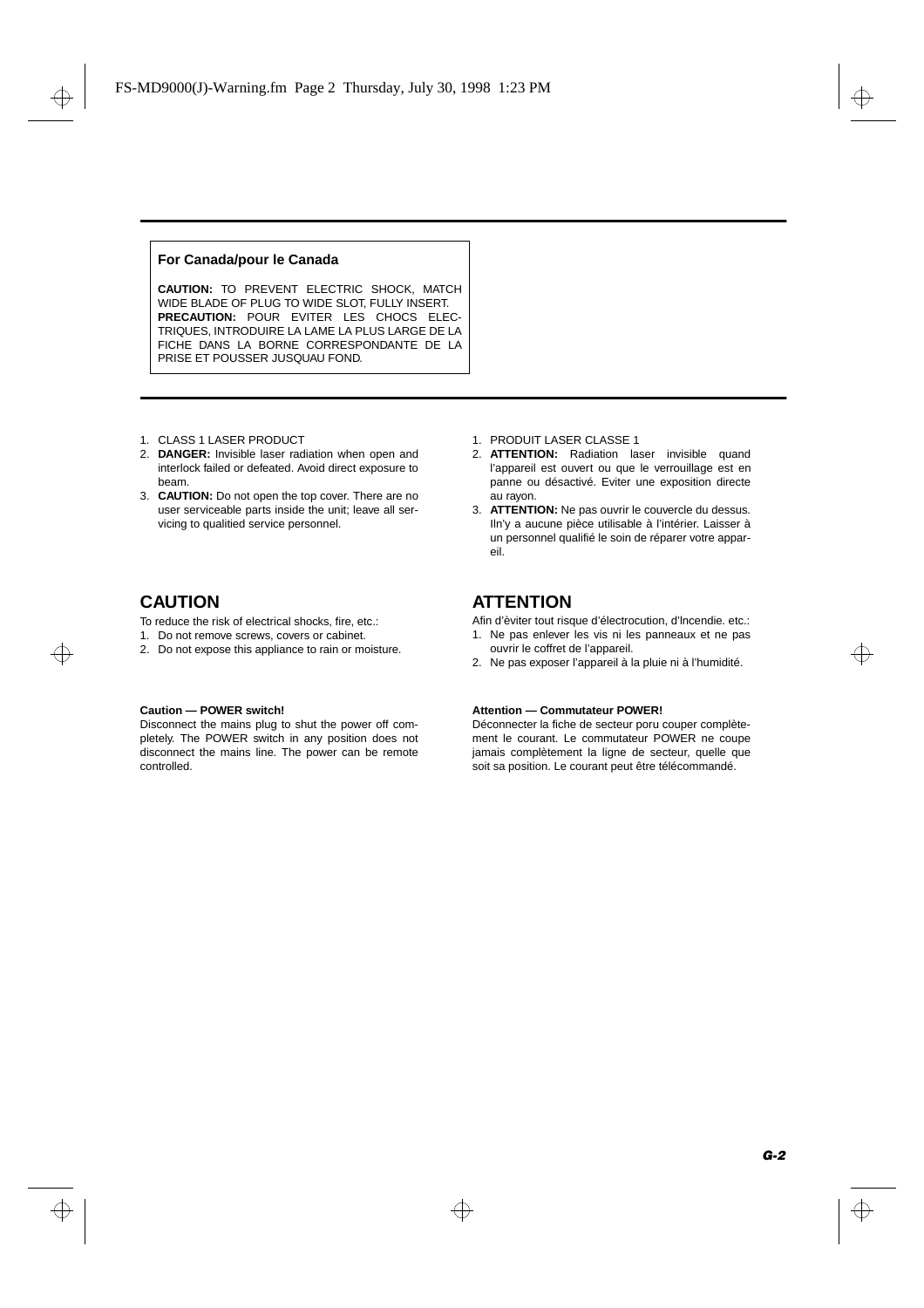**For Canada/pour le Canada**

**CAUTION:** TO PREVENT ELECTRIC SHOCK, MATCH WIDE BLADE OF PLUG TO WIDE SLOT, FULLY INSERT.
**PRECAUTION:** POUR EVITER LES CHOCS ELECTRIQUES, INTRODUIRE LA LAME LA PLUS LARGE DE LA FICHE DANS LA BORNE CORRESPONDANTE DE LA PRISE ET POUSSER JUSQUAU FOND.

1. CLASS 1 LASER PRODUCT
2. **DANGER:** Invisible laser radiation when open and interlock failed or defeated. Avoid direct exposure to beam.
3. **CAUTION:** Do not open the top cover. There are no user serviceable parts inside the unit; leave all servicing to qualitied service personnel.

1. PRODUIT LASER CLASSE 1
2. **ATTENTION:** Radiation laser invisible quand l'appareil est ouvert ou que le verrouillage est en panne ou désactivé. Eviter une exposition directe au rayon.
3. **ATTENTION:** Ne pas ouvrir le couvercle du dessus. Iln'y a aucune pièce utilisable à l'intérier. Laisser à un personnel qualifié le soin de réparer votre appareil.

## CAUTION

To reduce the risk of electrical shocks, fire, etc.:

1. Do not remove screws, covers or cabinet.
2. Do not expose this appliance to rain or moisture.

**Caution — POWER switch!**

Disconnect the mains plug to shut the power off completely. The POWER switch in any position does not disconnect the mains line. The power can be remote controlled.

## ATTENTION

Afin d'èviter tout risque d'électrocution, d'Incendie. etc.:

1. Ne pas enlever les vis ni les panneaux et ne pas ouvrir le coffret de l'appareil.
2. Ne pas exposer l'appareil à la pluie ni à l'humidité.

**Attention — Commutateur POWER!**

Déconnecter la fiche de secteur poru couper complètement le courant. Le commutateur POWER ne coupe jamais complètement la ligne de secteur, quelle que soit sa position. Le courant peut être télécommandé.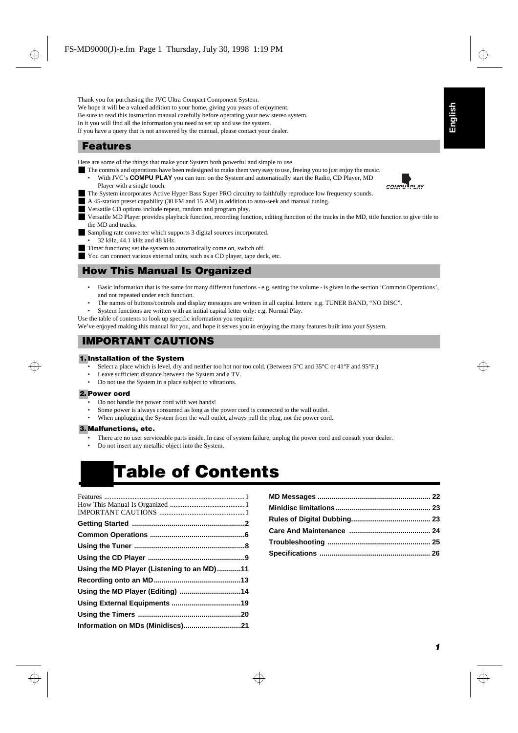Thank you for purchasing the JVC Ultra Compact Component System.
We hope it will be a valued addition to your home, giving you years of enjoyment.
Be sure to read this instruction manual carefully before operating your new stereo system.
In it you will find all the information you need to set up and use the system.
If you have a query that is not answered by the manual, please contact your dealer.

## Features

Here are some of the things that make your System both powerful and simple to use.

- The controls and operations have been redesigned to make them very easy to use, freeing you to just enjoy the music.
  - With JVC's **COMPU PLAY** you can turn on the System and automatically start the Radio, CD Player, MD Player with a single touch.
- The System incorporates Active Hyper Bass Super PRO circuitry to faithfully reproduce low frequency sounds.
- A 45-station preset capability (30 FM and 15 AM) in addition to auto-seek and manual tuning.
- Versatile CD options include repeat, random and program play.
- Versatile MD Player provides playback function, recording function, editing function of the tracks in the MD, title function to give title to the MD and tracks.
- Sampling rate converter which supports 3 digital sources incorporated.
  - 32 kHz, 44.1 kHz and 48 kHz.
- Timer functions; set the system to automatically come on, switch off.
- You can connect various external units, such as a CD player, tape deck, etc.

## How This Manual Is Organized

- Basic information that is the same for many different functions - e.g. setting the volume - is given in the section 'Common Operations', and not repeated under each function.
- The names of buttons/controls and display messages are written in all capital letters: e.g. TUNER BAND, "NO DISC".
- System functions are written with an initial capital letter only: e.g. Normal Play.

Use the table of contents to look up specific information you require.
We've enjoyed making this manual for you, and hope it serves you in enjoying the many features built into your System.

## IMPORTANT CAUTIONS

### 1. Installation of the System

- Select a place which is level, dry and neither too hot nor too cold. (Between 5°C and 35°C or 41°F and 95°F.)
- Leave sufficient distance between the System and a TV.
- Do not use the System in a place subject to vibrations.

### 2. Power cord

- Do not handle the power cord with wet hands!
- Some power is always consumed as long as the power cord is connected to the wall outlet.
- When unplugging the System from the wall outlet, always pull the plug, not the power cord.

### 3. Malfunctions, etc.

- There are no user serviceable parts inside. In case of system failure, unplug the power cord and consult your dealer.
- Do not insert any metallic object into the System.

# Table of Contents

| Section | Page |
|---|---|
| Features | 1 |
| How This Manual Is Organized | 1 |
| IMPORTANT CAUTIONS | 1 |
| **Getting Started** | **2** |
| **Common Operations** | **6** |
| **Using the Tuner** | **8** |
| **Using the CD Player** | **9** |
| **Using the MD Player (Listening to an MD)** | **11** |
| **Recording onto an MD** | **13** |
| **Using the MD Player (Editing)** | **14** |
| **Using External Equipments** | **19** |
| **Using the Timers** | **20** |
| **Information on MDs (Minidiscs)** | **21** |
| **MD Messages** | **22** |
| **Minidisc limitations** | **23** |
| **Rules of Digital Dubbing** | **23** |
| **Care And Maintenance** | **24** |
| **Troubleshooting** | **25** |
| **Specifications** | **26** |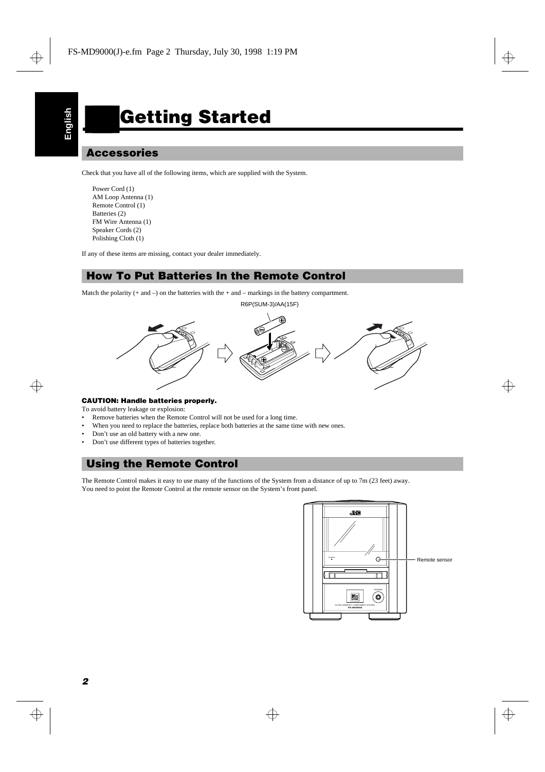# Getting Started

## Accessories

Check that you have all of the following items, which are supplied with the System.

Power Cord (1)
AM Loop Antenna (1)
Remote Control (1)
Batteries (2)
FM Wire Antenna (1)
Speaker Cords (2)
Polishing Cloth (1)

If any of these items are missing, contact your dealer immediately.

## How To Put Batteries In the Remote Control

Match the polarity (+ and –) on the batteries with the + and – markings in the battery compartment.

R6P(SUM-3)/AA(15F)

**CAUTION: Handle batteries properly.**

To avoid battery leakage or explosion:

- Remove batteries when the Remote Control will not be used for a long time.
- When you need to replace the batteries, replace both batteries at the same time with new ones.
- Don't use an old battery with a new one.
- Don't use different types of batteries together.

## Using the Remote Control

The Remote Control makes it easy to use many of the functions of the System from a distance of up to 7m (23 feet) away.
You need to point the Remote Control at the remote sensor on the System's front panel.

Remote sensor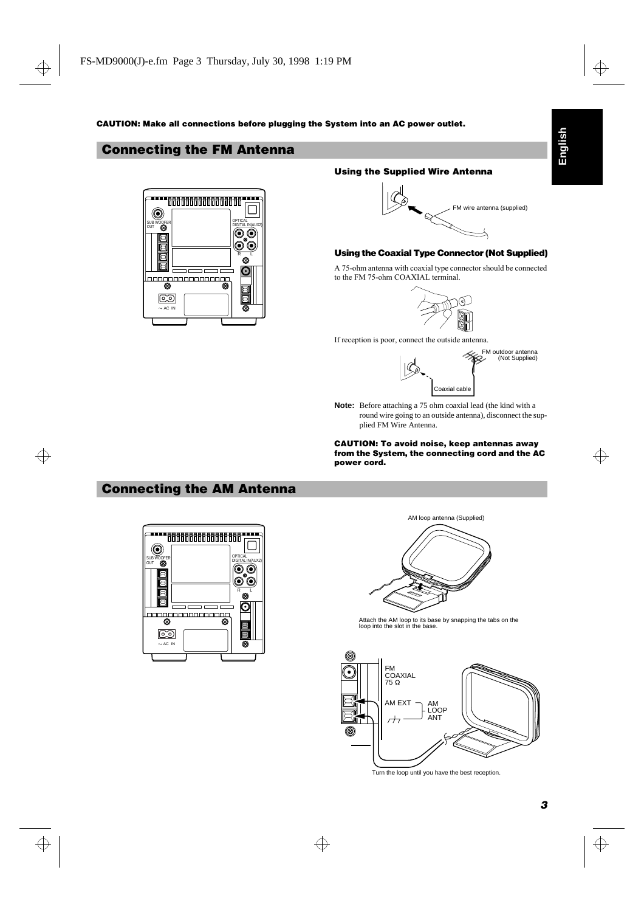**CAUTION: Make all connections before plugging the System into an AC power outlet.**

## Connecting the FM Antenna

### Using the Supplied Wire Antenna

FM wire antenna (supplied)

### Using the Coaxial Type Connector (Not Supplied)

A 75-ohm antenna with coaxial type connector should be connected to the FM 75-ohm COAXIAL terminal.

If reception is poor, connect the outside antenna.

FM outdoor antenna (Not Supplied)

Coaxial cable

**Note:** Before attaching a 75 ohm coaxial lead (the kind with a round wire going to an outside antenna), disconnect the supplied FM Wire Antenna.

**CAUTION: To avoid noise, keep antennas away from the System, the connecting cord and the AC power cord.**

## Connecting the AM Antenna

AM loop antenna (Supplied)

Attach the AM loop to its base by snapping the tabs on the loop into the slot in the base.

FM COAXIAL 75 Ω

AM EXT

AM LOOP ANT

Turn the loop until you have the best reception.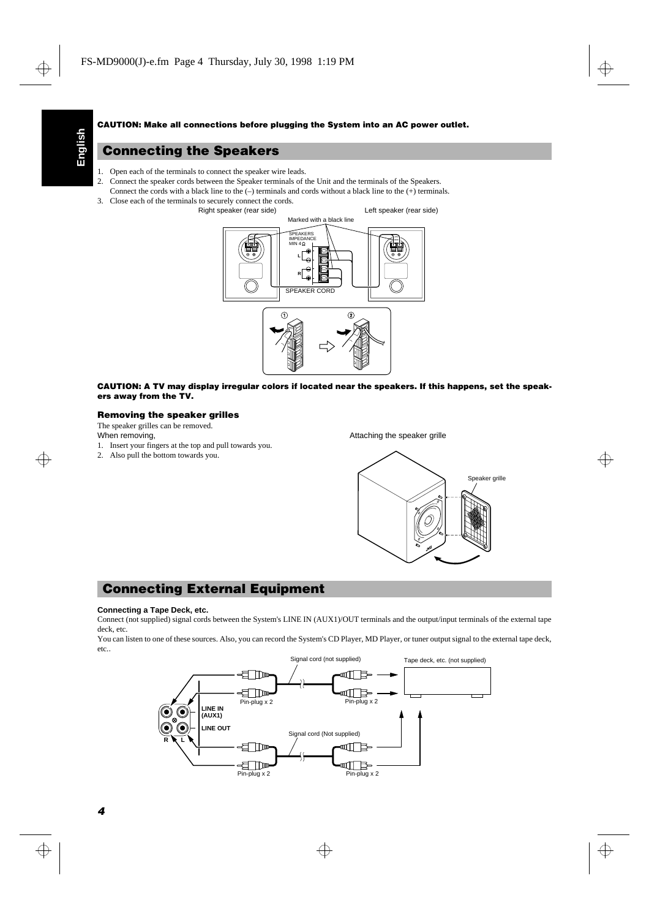**CAUTION: Make all connections before plugging the System into an AC power outlet.**

## Connecting the Speakers

1. Open each of the terminals to connect the speaker wire leads.
2. Connect the speaker cords between the Speaker terminals of the Unit and the terminals of the Speakers.
   Connect the cords with a black line to the (–) terminals and cords without a black line to the (+) terminals.
3. Close each of the terminals to securely connect the cords.

Right speaker (rear side)

Left speaker (rear side)

Marked with a black line

SPEAKERS IMPEDANCE MIN 4 Ω

SPEAKER CORD

**CAUTION: A TV may display irregular colors if located near the speakers. If this happens, set the speakers away from the TV.**

### Removing the speaker grilles

The speaker grilles can be removed.

When removing,

1. Insert your fingers at the top and pull towards you.
2. Also pull the bottom towards you.

Attaching the speaker grille

Speaker grille

## Connecting External Equipment

**Connecting a Tape Deck, etc.**

Connect (not supplied) signal cords between the System's LINE IN (AUX1)/OUT terminals and the output/input terminals of the external tape deck, etc.

You can listen to one of these sources. Also, you can record the System's CD Player, MD Player, or tuner output signal to the external tape deck, etc..

Signal cord (not supplied)

Tape deck, etc. (not supplied)

Pin-plug x 2

Pin-plug x 2

LINE IN (AUX1)

LINE OUT

R L

Signal cord (Not supplied)

Pin-plug x 2

Pin-plug x 2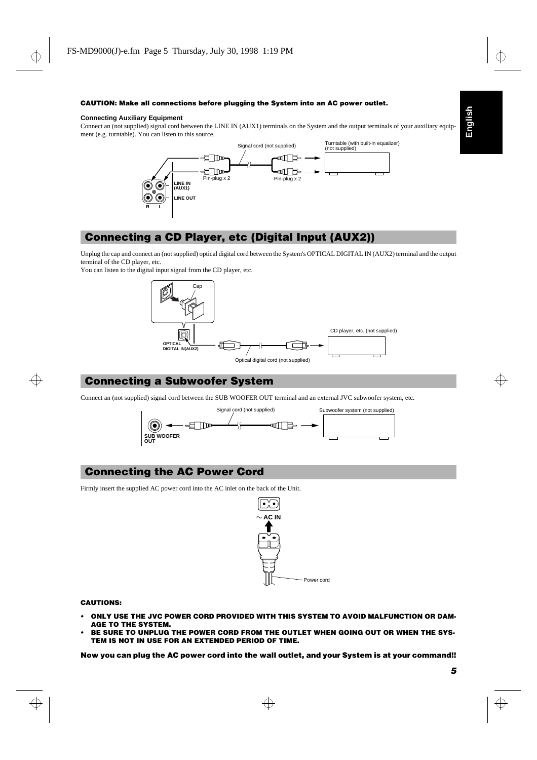**CAUTION: Make all connections before plugging the System into an AC power outlet.**

**Connecting Auxiliary Equipment**

Connect an (not supplied) signal cord between the LINE IN (AUX1) terminals on the System and the output terminals of your auxiliary equipment (e.g. turntable). You can listen to this source.

## Connecting a CD Player, etc (Digital Input (AUX2))

Unplug the cap and connect an (not supplied) optical digital cord between the System's OPTICAL DIGITAL IN (AUX2) terminal and the output terminal of the CD player, etc.

You can listen to the digital input signal from the CD player, etc.

## Connecting a Subwoofer System

Connect an (not supplied) signal cord between the SUB WOOFER OUT terminal and an external JVC subwoofer system, etc.

## Connecting the AC Power Cord

Firmly insert the supplied AC power cord into the AC inlet on the back of the Unit.

**CAUTIONS:**

- **ONLY USE THE JVC POWER CORD PROVIDED WITH THIS SYSTEM TO AVOID MALFUNCTION OR DAMAGE TO THE SYSTEM.**
- **BE SURE TO UNPLUG THE POWER CORD FROM THE OUTLET WHEN GOING OUT OR WHEN THE SYSTEM IS NOT IN USE FOR AN EXTENDED PERIOD OF TIME.**

**Now you can plug the AC power cord into the wall outlet, and your System is at your command!!**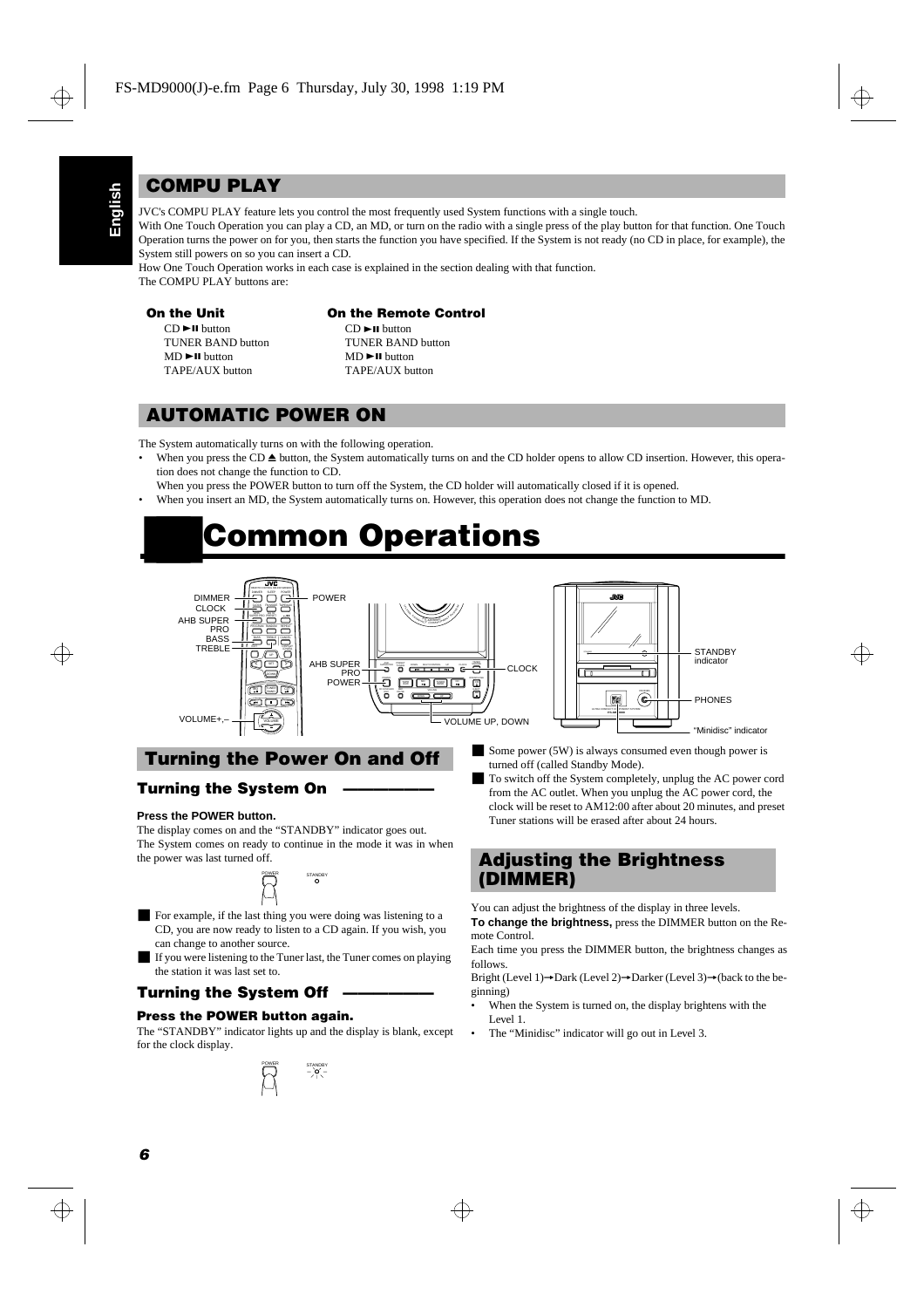## COMPU PLAY

JVC's COMPU PLAY feature lets you control the most frequently used System functions with a single touch.

With One Touch Operation you can play a CD, an MD, or turn on the radio with a single press of the play button for that function. One Touch Operation turns the power on for you, then starts the function you have specified. If the System is not ready (no CD in place, for example), the System still powers on so you can insert a CD.

How One Touch Operation works in each case is explained in the section dealing with that function.

The COMPU PLAY buttons are:

**On the Unit**

CD ►II button
TUNER BAND button
MD ►II button
TAPE/AUX button

**On the Remote Control**

CD ►II button
TUNER BAND button
MD ►II button
TAPE/AUX button

## AUTOMATIC POWER ON

The System automatically turns on with the following operation.

- When you press the CD ⏏ button, the System automatically turns on and the CD holder opens to allow CD insertion. However, this operation does not change the function to CD.
  When you press the POWER button to turn off the System, the CD holder will automatically closed if it is opened.
- When you insert an MD, the System automatically turns on. However, this operation does not change the function to MD.

# Common Operations

DIMMER, CLOCK, AHB SUPER PRO, BASS, TREBLE, POWER, VOLUME+,–, AHB SUPER PRO, POWER, CLOCK, VOLUME UP, DOWN, STANDBY indicator, PHONES, "Minidisc" indicator

## Turning the Power On and Off

### Turning the System On

**Press the POWER button.**

The display comes on and the "STANDBY" indicator goes out.

The System comes on ready to continue in the mode it was in when the power was last turned off.

POWER STANDBY

- For example, if the last thing you were doing was listening to a CD, you are now ready to listen to a CD again. If you wish, you can change to another source.
- If you were listening to the Tuner last, the Tuner comes on playing the station it was last set to.

### Turning the System Off

**Press the POWER button again.**

The "STANDBY" indicator lights up and the display is blank, except for the clock display.

POWER STANDBY

- Some power (5W) is always consumed even though power is turned off (called Standby Mode).
- To switch off the System completely, unplug the AC power cord from the AC outlet. When you unplug the AC power cord, the clock will be reset to AM12:00 after about 20 minutes, and preset Tuner stations will be erased after about 24 hours.

## Adjusting the Brightness (DIMMER)

You can adjust the brightness of the display in three levels.

**To change the brightness,** press the DIMMER button on the Remote Control.

Each time you press the DIMMER button, the brightness changes as follows.

Bright (Level 1)→Dark (Level 2)→Darker (Level 3)→(back to the beginning)

- When the System is turned on, the display brightens with the Level 1.
- The "Minidisc" indicator will go out in Level 3.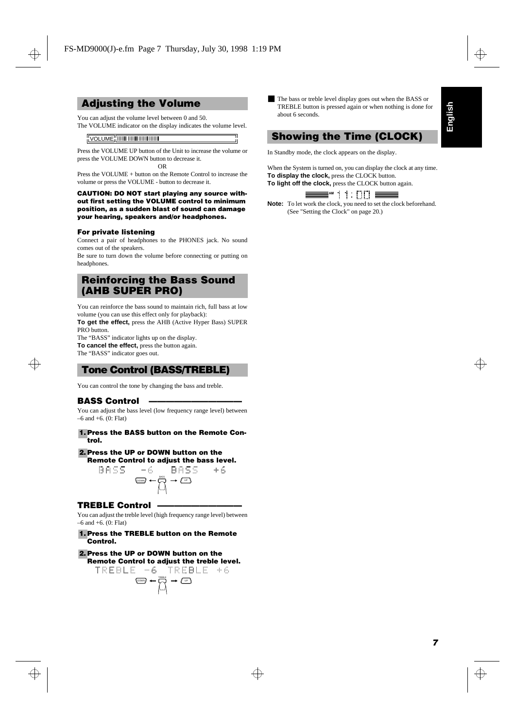## Adjusting the Volume

You can adjust the volume level between 0 and 50.
The VOLUME indicator on the display indicates the volume level.

Press the VOLUME UP button of the Unit to increase the volume or press the VOLUME DOWN button to decrease it.

OR

Press the VOLUME + button on the Remote Control to increase the volume or press the VOLUME - button to decrease it.

**CAUTION: DO NOT start playing any source without first setting the VOLUME control to minimum position, as a sudden blast of sound can damage your hearing, speakers and/or headphones.**

**For private listening**

Connect a pair of headphones to the PHONES jack. No sound comes out of the speakers.
Be sure to turn down the volume before connecting or putting on headphones.

## Reinforcing the Bass Sound (AHB SUPER PRO)

You can reinforce the bass sound to maintain rich, full bass at low volume (you can use this effect only for playback):

**To get the effect,** press the AHB (Active Hyper Bass) SUPER PRO button.
The "BASS" indicator lights up on the display.

**To cancel the effect,** press the button again.
The "BASS" indicator goes out.

## Tone Control (BASS/TREBLE)

You can control the tone by changing the bass and treble.

### BASS Control

You can adjust the bass level (low frequency range level) between –6 and +6. (0: Flat)

1. **Press the BASS button on the Remote Control.**
2. **Press the UP or DOWN button on the Remote Control to adjust the bass level.**

BASS –6 BASS +6

### TREBLE Control

You can adjust the treble level (high frequency range level) between –6 and +6. (0: Flat)

1. **Press the TREBLE button on the Remote Control.**
2. **Press the UP or DOWN button on the Remote Control to adjust the treble level.**

TREBLE –6 TREBLE +6

■ The bass or treble level display goes out when the BASS or TREBLE button is pressed again or when nothing is done for about 6 seconds.

## Showing the Time (CLOCK)

In Standby mode, the clock appears on the display.

When the System is turned on, you can display the clock at any time.
**To display the clock,** press the CLOCK button.
**To light off the clock,** press the CLOCK button again.

AM 11:00

**Note:** To let work the clock, you need to set the clock beforehand. (See "Setting the Clock" on page 20.)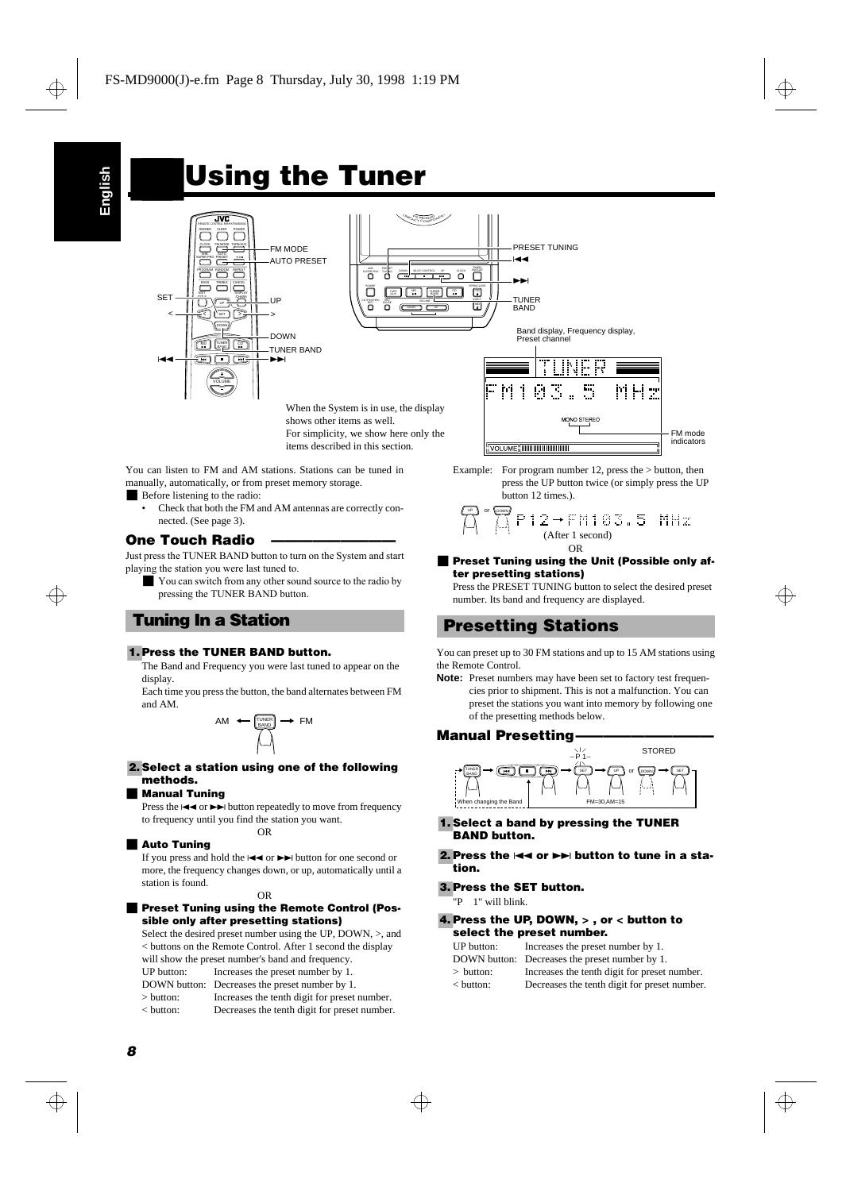# Using the Tuner

When the System is in use, the display shows other items as well.
For simplicity, we show here only the items described in this section.

You can listen to FM and AM stations. Stations can be tuned in manually, automatically, or from preset memory storage.

■ Before listening to the radio:

- Check that both the FM and AM antennas are correctly connected. (See page 3).

### One Touch Radio

Just press the TUNER BAND button to turn on the System and start playing the station you were last tuned to.

■ You can switch from any other sound source to the radio by pressing the TUNER BAND button.

## Tuning In a Station

**1. Press the TUNER BAND button.**

The Band and Frequency you were last tuned to appear on the display.

Each time you press the button, the band alternates between FM and AM.

AM ← TUNER BAND → FM

**2. Select a station using one of the following methods.**

■ **Manual Tuning**

Press the ⏮ or ⏭ button repeatedly to move from frequency to frequency until you find the station you want.

OR

■ **Auto Tuning**

If you press and hold the ⏮ or ⏭ button for one second or more, the frequency changes down, or up, automatically until a station is found.

OR

■ **Preset Tuning using the Remote Control (Possible only after presetting stations)**

Select the desired preset number using the UP, DOWN, >, and < buttons on the Remote Control. After 1 second the display will show the preset number's band and frequency.

| | |
|---|---|
| UP button: | Increases the preset number by 1. |
| DOWN button: | Decreases the preset number by 1. |
| > button: | Increases the tenth digit for preset number. |
| < button: | Decreases the tenth digit for preset number. |

Example: For program number 12, press the > button, then press the UP button twice (or simply press the UP button 12 times.).

P12 → FM103.5 MHz
(After 1 second)

OR

■ **Preset Tuning using the Unit (Possible only after presetting stations)**

Press the PRESET TUNING button to select the desired preset number. Its band and frequency are displayed.

## Presetting Stations

You can preset up to 30 FM stations and up to 15 AM stations using the Remote Control.

**Note:** Preset numbers may have been set to factory test frequencies prior to shipment. This is not a malfunction. You can preset the stations you want into memory by following one of the presetting methods below.

### Manual Presetting

**1. Select a band by pressing the TUNER BAND button.**

**2. Press the ⏮ or ⏭ button to tune in a station.**

**3. Press the SET button.**

"P 1" will blink.

**4. Press the UP, DOWN, > , or < button to select the preset number.**

| | |
|---|---|
| UP button: | Increases the preset number by 1. |
| DOWN button: | Decreases the preset number by 1. |
| > button: | Increases the tenth digit for preset number. |
| < button: | Decreases the tenth digit for preset number. |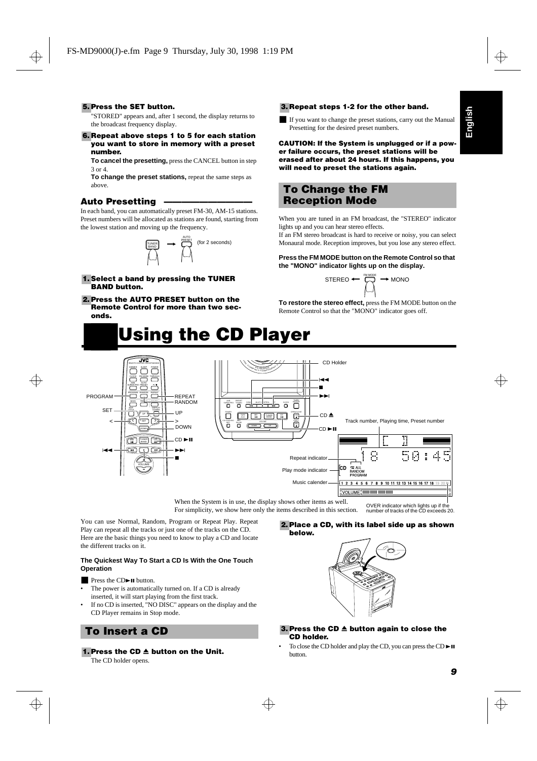**5. Press the SET button.**

"STORED" appears and, after 1 second, the display returns to the broadcast frequency display.

**6. Repeat above steps 1 to 5 for each station you want to store in memory with a preset number.**

**To cancel the presetting,** press the CANCEL button in step 3 or 4.

**To change the preset stations,** repeat the same steps as above.

### Auto Presetting

In each band, you can automatically preset FM-30, AM-15 stations. Preset numbers will be allocated as stations are found, starting from the lowest station and moving up the frequency.

TUNER BAND → AUTO PRESET (for 2 seconds)

**1. Select a band by pressing the TUNER BAND button.**

**2. Press the AUTO PRESET button on the Remote Control for more than two seconds.**

**3. Repeat steps 1-2 for the other band.**

- If you want to change the preset stations, carry out the Manual Presetting for the desired preset numbers.

**CAUTION: If the System is unplugged or if a power failure occurs, the preset stations will be erased after about 24 hours. If this happens, you will need to preset the stations again.**

## To Change the FM Reception Mode

When you are tuned in an FM broadcast, the "STEREO" indicator lights up and you can hear stereo effects.

If an FM stereo broadcast is hard to receive or noisy, you can select Monaural mode. Reception improves, but you lose any stereo effect.

**Press the FM MODE button on the Remote Control so that the "MONO" indicator lights up on the display.**

STEREO ← FM MODE → MONO

**To restore the stereo effect,** press the FM MODE button on the Remote Control so that the "MONO" indicator goes off.

# Using the CD Player

PROGRAM, SET, <, ⏮, REPEAT, RANDOM, UP, >, DOWN, CD ►II, ⏭, ■

CD Holder, ⏮, ■, ⏭, CD ⏏, CD ►II

Track number, Playing time, Preset number

Repeat indicator

Play mode indicator

Music calender

OVER indicator which lights up if the number of tracks of the CD exceeds 20.

When the System is in use, the display shows other items as well.
For simplicity, we show here only the items described in this section.

You can use Normal, Random, Program or Repeat Play. Repeat Play can repeat all the tracks or just one of the tracks on the CD. Here are the basic things you need to know to play a CD and locate the different tracks on it.

**The Quickest Way To Start a CD Is With the One Touch Operation**

- Press the CD►II button.
- The power is automatically turned on. If a CD is already inserted, it will start playing from the first track.
- If no CD is inserted, "NO DISC" appears on the display and the CD Player remains in Stop mode.

## To Insert a CD

**1. Press the CD ⏏ button on the Unit.**

The CD holder opens.

**2. Place a CD, with its label side up as shown below.**

**3. Press the CD ⏏ button again to close the CD holder.**

- To close the CD holder and play the CD, you can press the CD►II button.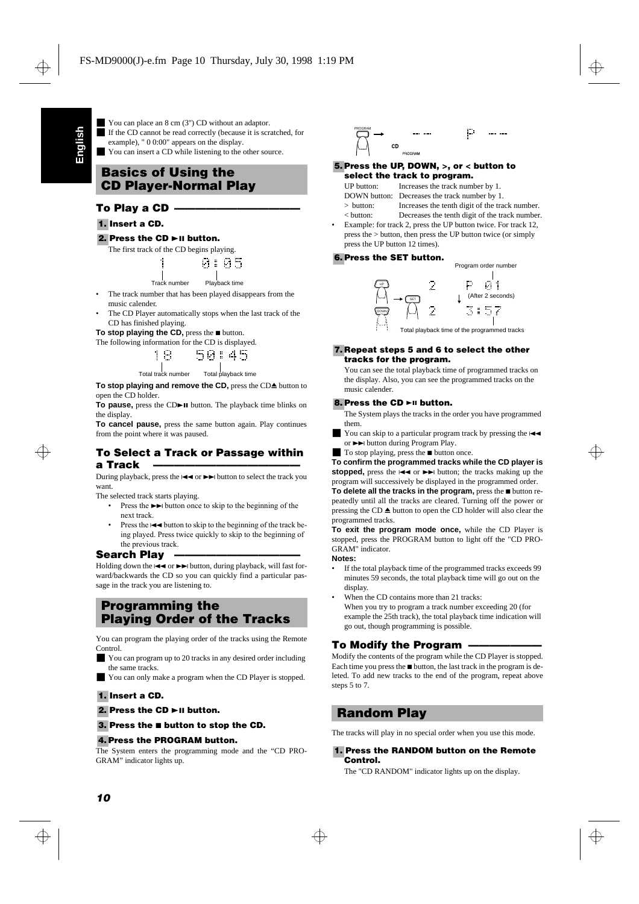- You can place an 8 cm (3") CD without an adaptor.
- If the CD cannot be read correctly (because it is scratched, for example), " 0 0:00" appears on the display.
- You can insert a CD while listening to the other source.

## Basics of Using the CD Player-Normal Play

### To Play a CD

**1. Insert a CD.**

**2. Press the CD ►II button.**

The first track of the CD begins playing.

1 0:05
Track number — Playback time

- The track number that has been played disappears from the music calender.
- The CD Player automatically stops when the last track of the CD has finished playing.

**To stop playing the CD,** press the ■ button.

The following information for the CD is displayed.

18 50:45
Total track number — Total playback time

**To stop playing and remove the CD,** press the CD≜ button to open the CD holder.

**To pause,** press the CD►II button. The playback time blinks on the display.

**To cancel pause,** press the same button again. Play continues from the point where it was paused.

### To Select a Track or Passage within a Track

During playback, press the I◄◄ or ►►I button to select the track you want.

The selected track starts playing.

- Press the ►►I button once to skip to the beginning of the next track.
- Press the I◄◄ button to skip to the beginning of the track being played. Press twice quickly to skip to the beginning of the previous track.

### Search Play

Holding down the I◄◄ or ►►I button, during playback, will fast forward/backwards the CD so you can quickly find a particular passage in the track you are listening to.

## Programming the Playing Order of the Tracks

You can program the playing order of the tracks using the Remote Control.

- You can program up to 20 tracks in any desired order including the same tracks.
- You can only make a program when the CD Player is stopped.

**1. Insert a CD.**

**2. Press the CD ►II button.**

**3. Press the ■ button to stop the CD.**

**4. Press the PROGRAM button.**

The System enters the programming mode and the "CD PROGRAM" indicator lights up.

PROGRAM → -- -- P -- --
CD PROGRAM

**5. Press the UP, DOWN, >, or < button to select the track to program.**

| | |
|---|---|
| UP button: | Increases the track number by 1. |
| DOWN button: | Decreases the track number by 1. |
| > button: | Increases the tenth digit of the track number. |
| < button: | Decreases the tenth digit of the track number. |

- Example: for track 2, press the UP button twice. For track 12, press the > button, then press the UP button twice (or simply press the UP button 12 times).

**6. Press the SET button.**

Program order number

UP → SET — 2 P 01
(After 2 seconds)
DOWN — 2 3:57

Total playback time of the programmed tracks

**7. Repeat steps 5 and 6 to select the other tracks for the program.**

You can see the total playback time of programmed tracks on the display. Also, you can see the programmed tracks on the music calender.

**8. Press the CD ►II button.**

The System plays the tracks in the order you have programmed them.

- You can skip to a particular program track by pressing the I◄◄ or ►►I button during Program Play.
- To stop playing, press the ■ button once.

**To confirm the programmed tracks while the CD player is stopped,** press the I◄◄ or ►►I button; the tracks making up the program will successively be displayed in the programmed order.

**To delete all the tracks in the program,** press the ■ button repeatedly until all the tracks are cleared. Turning off the power or pressing the CD ≜ button to open the CD holder will also clear the programmed tracks.

**To exit the program mode once,** while the CD Player is stopped, press the PROGRAM button to light off the "CD PROGRAM" indicator.

**Notes:**

- If the total playback time of the programmed tracks exceeds 99 minutes 59 seconds, the total playback time will go out on the display.
- When the CD contains more than 21 tracks:
  When you try to program a track number exceeding 20 (for example the 25th track), the total playback time indication will go out, though programming is possible.

### To Modify the Program

Modify the contents of the program while the CD Player is stopped. Each time you press the ■ button, the last track in the program is deleted. To add new tracks to the end of the program, repeat above steps 5 to 7.

## Random Play

The tracks will play in no special order when you use this mode.

**1. Press the RANDOM button on the Remote Control.**

The "CD RANDOM" indicator lights up on the display.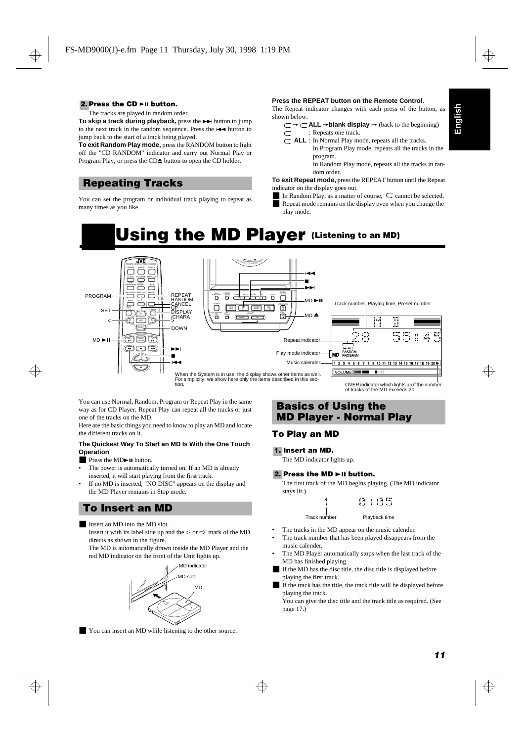**2. Press the CD ►II button.**

The tracks are played in random order.

**To skip a track during playback,** press the ►►I button to jump to the next track in the random sequence. Press the I◄◄ button to jump back to the start of a track being played.

**To exit Random Play mode,** press the RANDOM button to light off the "CD RANDOM" indicator and carry out Normal Play or Program Play, or press the CD⏏ button to open the CD holder.

## Repeating Tracks

You can set the program or individual track playing to repeat as many times as you like.

**Press the REPEAT button on the Remote Control.**

The Repeat indicator changes with each press of the button, as shown below.

↻ → ↻ **ALL** → **blank display** → (back to the beginning)

↻ : Repeats one track.

↻ **ALL** : In Normal Play mode, repeats all the tracks.
In Program Play mode, repeats all the tracks in the program.
In Random Play mode, repeats all the tracks in random order.

**To exit Repeat mode,** press the REPEAT button until the Repeat indicator on the display goes out.

- In Random Play, as a matter of course, ↻ cannot be selected.
- Repeat mode remains on the display even when you change the play mode.

# Using the MD Player (Listening to an MD)

PROGRAM, SET, <, MD ►II, REPEAT, RANDOM, CANCEL, UP, DISPLAY /CHARA, >, DOWN, ►►I, ■, I◄◄, MD ►II, MD ⏏

Track number, Playing time, Preset number

Repeat indicator

Play mode indicator

Music calender

OVER indicator which lights up if the number of tracks of the MD exceeds 20.

When the System is in use, the display shows other items as well. For simplicity, we show here only the items described in this section.

You can use Normal, Random, Program or Repeat Play in the same way as for CD Player. Repeat Play can repeat all the tracks or just one of the tracks on the MD.

Here are the basic things you need to know to play an MD and locate the different tracks on it.

**The Quickest Way To Start an MD Is With the One Touch Operation**

- Press the MD►II button.
- The power is automatically turned on. If an MD is already inserted, it will start playing from the first track.
- If no MD is inserted, "NO DISC" appears on the display and the MD Player remains in Stop mode.

## To Insert an MD

- Insert an MD into the MD slot.
  Insert it with its label side up and the ▷ or ⇨ mark of the MD directs as shown in the figure.
  The MD is automatically drawn inside the MD Player and the red MD indicator on the front of the Unit lights up.

MD indicator

MD slot

MD

- You can insert an MD while listening to the other source.

## Basics of Using the MD Player - Normal Play

### To Play an MD

**1. Insert an MD.**

The MD indicator lights up.

**2. Press the MD ►II button.**

The first track of the MD begins playing. (The MD indicator stays lit.)

1 0:05

Track number Playback time

- The tracks in the MD appear on the music calender.
- The track number that has been played disappears from the music calender.
- The MD Player automatically stops when the last track of the MD has finished playing.
- If the MD has the disc title, the disc title is displayed before playing the first track.
- If the track has the title, the track title will be displayed before playing the track.
  You can give the disc title and the track title as required. (See page 17.)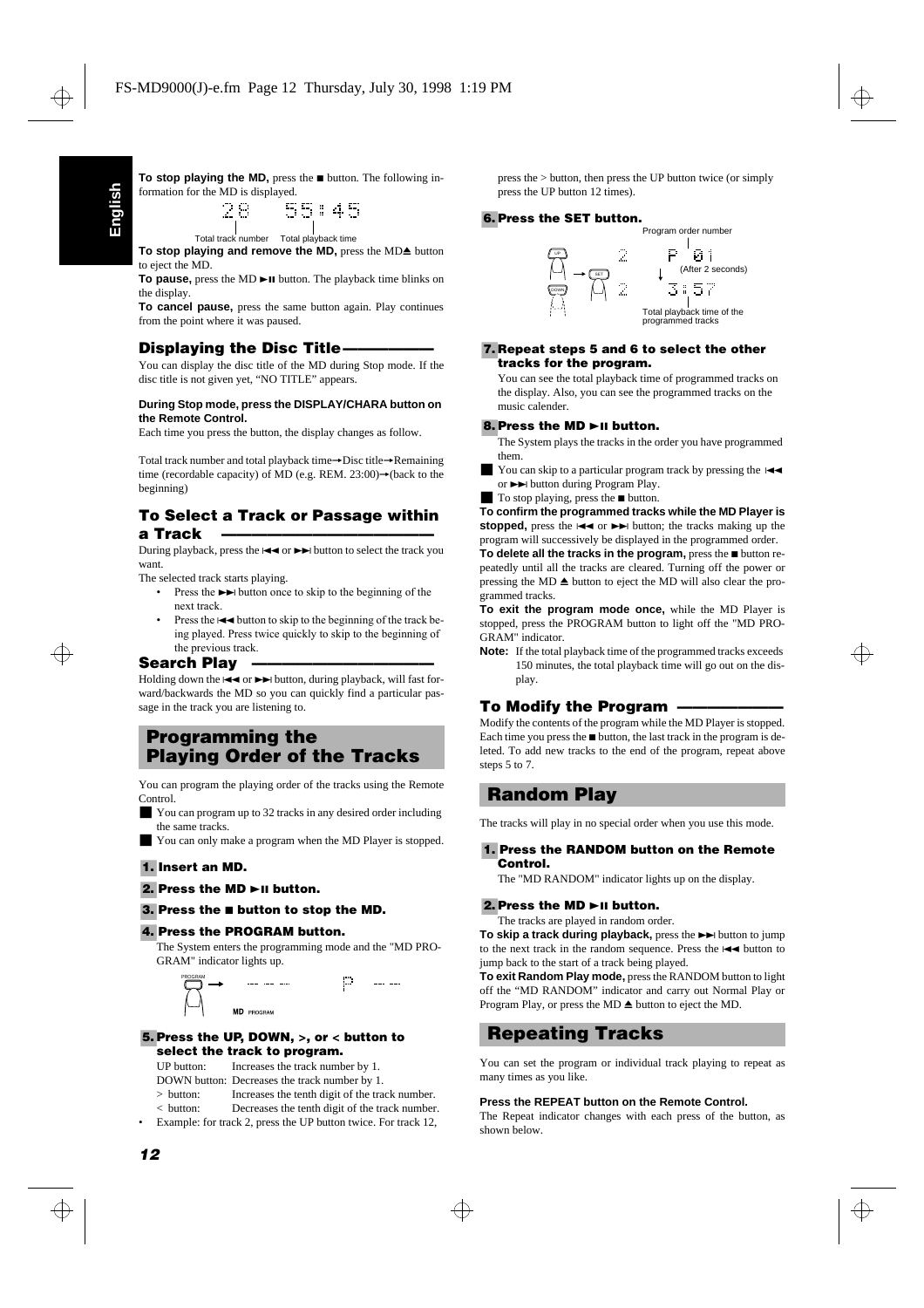**To stop playing the MD,** press the ■ button. The following information for the MD is displayed.

28 55:45

Total track number Total playback time

**To stop playing and remove the MD,** press the MD⏏ button to eject the MD.

**To pause,** press the MD ►II button. The playback time blinks on the display.

**To cancel pause,** press the same button again. Play continues from the point where it was paused.

## Displaying the Disc Title

You can display the disc title of the MD during Stop mode. If the disc title is not given yet, "NO TITLE" appears.

**During Stop mode, press the DISPLAY/CHARA button on the Remote Control.**

Each time you press the button, the display changes as follow.

Total track number and total playback time→Disc title→Remaining time (recordable capacity) of MD (e.g. REM. 23:00)→(back to the beginning)

## To Select a Track or Passage within a Track

During playback, press the ⏮ or ⏭ button to select the track you want.

The selected track starts playing.

- Press the ⏭ button once to skip to the beginning of the next track.
- Press the ⏮ button to skip to the beginning of the track being played. Press twice quickly to skip to the beginning of the previous track.

## Search Play

Holding down the ⏮ or ⏭ button, during playback, will fast forward/backwards the MD so you can quickly find a particular passage in the track you are listening to.

# Programming the Playing Order of the Tracks

You can program the playing order of the tracks using the Remote Control.

- You can program up to 32 tracks in any desired order including the same tracks.
- You can only make a program when the MD Player is stopped.

**1. Insert an MD.**

**2. Press the MD ►II button.**

**3. Press the ■ button to stop the MD.**

**4. Press the PROGRAM button.**

The System enters the programming mode and the "MD PROGRAM" indicator lights up.

PROGRAM → -- -- -- P -- --

MD PROGRAM

**5. Press the UP, DOWN, >, or < button to select the track to program.**

UP button: Increases the track number by 1.
DOWN button: Decreases the track number by 1.
> button: Increases the tenth digit of the track number.
< button: Decreases the tenth digit of the track number.

- Example: for track 2, press the UP button twice. For track 12, press the > button, then press the UP button twice (or simply press the UP button 12 times).

**6. Press the SET button.**

UP / DOWN → SET 2 P 01 (After 2 seconds) 3:57

Program order number

Total playback time of the programmed tracks

**7. Repeat steps 5 and 6 to select the other tracks for the program.**

You can see the total playback time of programmed tracks on the display. Also, you can see the programmed tracks on the music calender.

**8. Press the MD ►II button.**

The System plays the tracks in the order you have programmed them.

- You can skip to a particular program track by pressing the ⏮ or ⏭ button during Program Play.
- To stop playing, press the ■ button.

**To confirm the programmed tracks while the MD Player is stopped,** press the ⏮ or ⏭ button; the tracks making up the program will successively be displayed in the programmed order.

**To delete all the tracks in the program,** press the ■ button repeatedly until all the tracks are cleared. Turning off the power or pressing the MD ⏏ button to eject the MD will also clear the programmed tracks.

**To exit the program mode once,** while the MD Player is stopped, press the PROGRAM button to light off the "MD PROGRAM" indicator.

**Note:** If the total playback time of the programmed tracks exceeds 150 minutes, the total playback time will go out on the display.

## To Modify the Program

Modify the contents of the program while the MD Player is stopped. Each time you press the ■ button, the last track in the program is deleted. To add new tracks to the end of the program, repeat above steps 5 to 7.

# Random Play

The tracks will play in no special order when you use this mode.

**1. Press the RANDOM button on the Remote Control.**

The "MD RANDOM" indicator lights up on the display.

**2. Press the MD ►II button.**

The tracks are played in random order.

**To skip a track during playback,** press the ⏭ button to jump to the next track in the random sequence. Press the ⏮ button to jump back to the start of a track being played.

**To exit Random Play mode,** press the RANDOM button to light off the "MD RANDOM" indicator and carry out Normal Play or Program Play, or press the MD ⏏ button to eject the MD.

# Repeating Tracks

You can set the program or individual track playing to repeat as many times as you like.

**Press the REPEAT button on the Remote Control.**

The Repeat indicator changes with each press of the button, as shown below.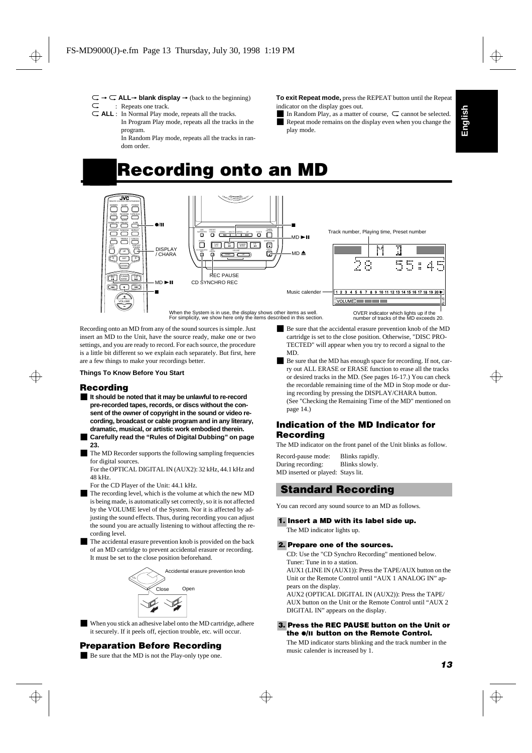⊂ → ⊂ **ALL** → **blank display** → (back to the beginning)

⊂ : Repeats one track.

⊂ **ALL** : In Normal Play mode, repeats all the tracks.
In Program Play mode, repeats all the tracks in the program.
In Random Play mode, repeats all the tracks in random order.

**To exit Repeat mode,** press the REPEAT button until the Repeat indicator on the display goes out.

- In Random Play, as a matter of course, ⊂ cannot be selected.
- Repeat mode remains on the display even when you change the play mode.

# Recording onto an MD

When the System is in use, the display shows other items as well. For simplicity, we show here only the items described in this section.

OVER indicator which lights up if the number of tracks of the MD exceeds 20.

Recording onto an MD from any of the sound sources is simple. Just insert an MD to the Unit, have the source ready, make one or two settings, and you are ready to record. For each source, the procedure is a little bit different so we explain each separately. But first, here are a few things to make your recordings better.

**Things To Know Before You Start**

### Recording

- **It should be noted that it may be unlawful to re-record pre-recorded tapes, records, or discs without the consent of the owner of copyright in the sound or video recording, broadcast or cable program and in any literary, dramatic, musical, or artistic work embodied therein.**
- **Carefully read the "Rules of Digital Dubbing" on page 23.**
- The MD Recorder supports the following sampling frequencies for digital sources.
  For the OPTICAL DIGITAL IN (AUX2): 32 kHz, 44.1 kHz and 48 kHz.
  For the CD Player of the Unit: 44.1 kHz.
- The recording level, which is the volume at which the new MD is being made, is automatically set correctly, so it is not affected by the VOLUME level of the System. Nor it is affected by adjusting the sound effects. Thus, during recording you can adjust the sound you are actually listening to without affecting the recording level.
- The accidental erasure prevention knob is provided on the back of an MD cartridge to prevent accidental erasure or recording. It must be set to the close position beforehand.

Accidental erasure prevention knob — Close / Open

- When you stick an adhesive label onto the MD cartridge, adhere it securely. If it peels off, ejection trouble, etc. will occur.

### Preparation Before Recording

- Be sure that the MD is not the Play-only type one.
- Be sure that the accidental erasure prevention knob of the MD cartridge is set to the close position. Otherwise, "DISC PROTECTED" will appear when you try to record a signal to the MD.
- Be sure that the MD has enough space for recording. If not, carry out ALL ERASE or ERASE function to erase all the tracks or desired tracks in the MD. (See pages 16-17.) You can check the recordable remaining time of the MD in Stop mode or during recording by pressing the DISPLAY/CHARA button. (See "Checking the Remaining Time of the MD" mentioned on page 14.)

### Indication of the MD Indicator for Recording

The MD indicator on the front panel of the Unit blinks as follow.

Record-pause mode: Blinks rapidly.
During recording: Blinks slowly.
MD inserted or played: Stays lit.

## Standard Recording

You can record any sound source to an MD as follows.

**1. Insert a MD with its label side up.**
The MD indicator lights up.

**2. Prepare one of the sources.**
CD: Use the "CD Synchro Recording" mentioned below.
Tuner: Tune in to a station.
AUX1 (LINE IN (AUX1)): Press the TAPE/AUX button on the Unit or the Remote Control until "AUX 1 ANALOG IN" appears on the display.
AUX2 (OPTICAL DIGITAL IN (AUX2)): Press the TAPE/AUX button on the Unit or the Remote Control until "AUX 2 DIGITAL IN" appears on the display.

**3. Press the REC PAUSE button on the Unit or the ●/II button on the Remote Control.**
The MD indicator starts blinking and the track number in the music calender is increased by 1.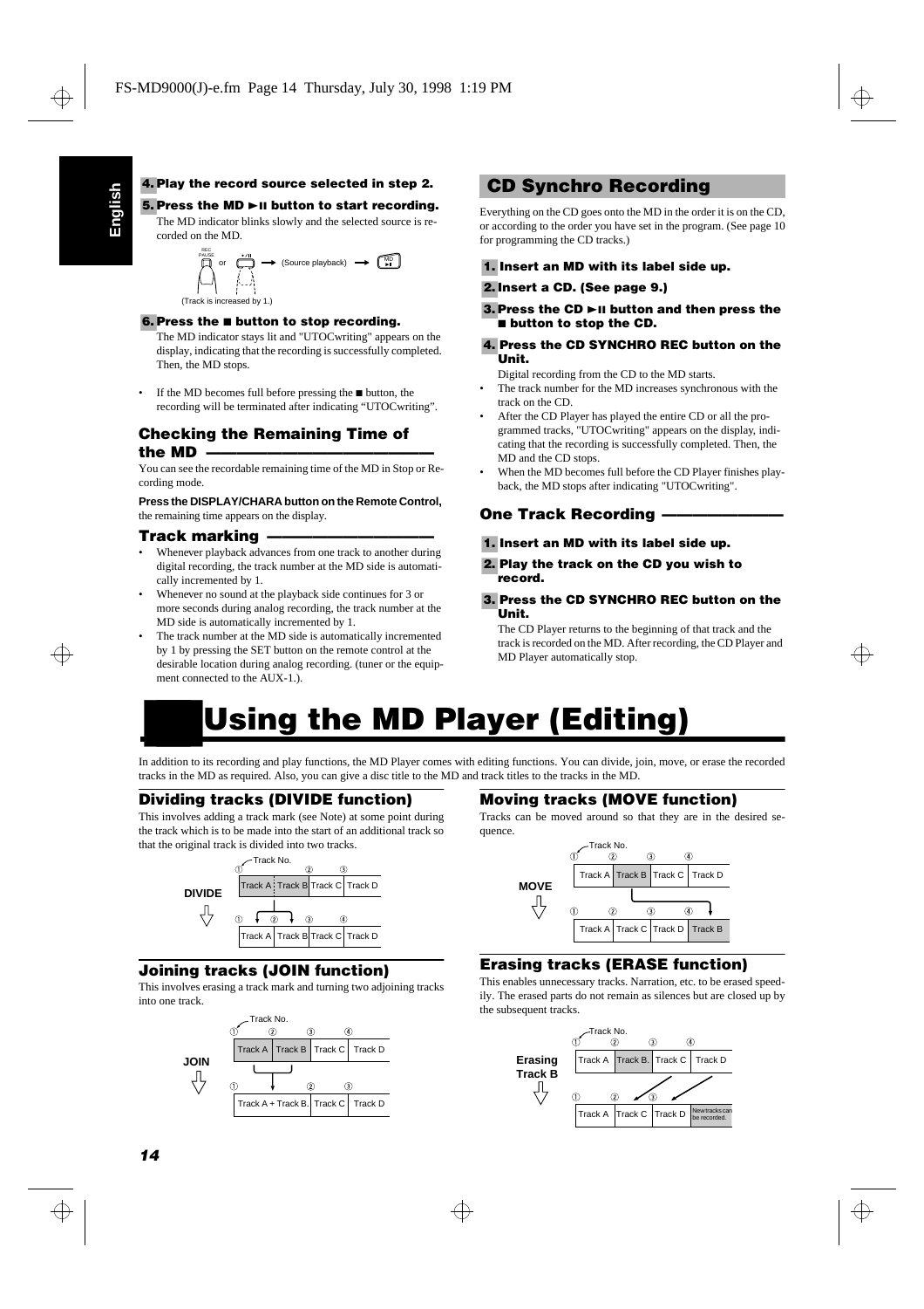**4. Play the record source selected in step 2.**

**5. Press the MD ►II button to start recording.**

The MD indicator blinks slowly and the selected source is recorded on the MD.

REC PAUSE or ►/II → (Source playback) → MD ►II

(Track is increased by 1.)

**6. Press the ■ button to stop recording.**

The MD indicator stays lit and "UTOCwriting" appears on the display, indicating that the recording is successfully completed. Then, the MD stops.

- If the MD becomes full before pressing the ■ button, the recording will be terminated after indicating "UTOCwriting".

### Checking the Remaining Time of the MD

You can see the recordable remaining time of the MD in Stop or Recording mode.

**Press the DISPLAY/CHARA button on the Remote Control,** the remaining time appears on the display.

### Track marking

- Whenever playback advances from one track to another during digital recording, the track number at the MD side is automatically incremented by 1.
- Whenever no sound at the playback side continues for 3 or more seconds during analog recording, the track number at the MD side is automatically incremented by 1.
- The track number at the MD side is automatically incremented by 1 by pressing the SET button on the remote control at the desirable location during analog recording. (tuner or the equipment connected to the AUX-1.).

## CD Synchro Recording

Everything on the CD goes onto the MD in the order it is on the CD, or according to the order you have set in the program. (See page 10 for programming the CD tracks.)

**1. Insert an MD with its label side up.**

**2. Insert a CD. (See page 9.)**

**3. Press the CD ►II button and then press the ■ button to stop the CD.**

**4. Press the CD SYNCHRO REC button on the Unit.**

Digital recording from the CD to the MD starts.

- The track number for the MD increases synchronous with the track on the CD.
- After the CD Player has played the entire CD or all the programmed tracks, "UTOCwriting" appears on the display, indicating that the recording is successfully completed. Then, the MD and the CD stops.
- When the MD becomes full before the CD Player finishes playback, the MD stops after indicating "UTOCwriting".

### One Track Recording

**1. Insert an MD with its label side up.**

**2. Play the track on the CD you wish to record.**

**3. Press the CD SYNCHRO REC button on the Unit.**

The CD Player returns to the beginning of that track and the track is recorded on the MD. After recording, the CD Player and MD Player automatically stop.

# Using the MD Player (Editing)

In addition to its recording and play functions, the MD Player comes with editing functions. You can divide, join, move, or erase the recorded tracks in the MD as required. Also, you can give a disc title to the MD and track titles to the tracks in the MD.

### Dividing tracks (DIVIDE function)

This involves adding a track mark (see Note) at some point during the track which is to be made into the start of an additional track so that the original track is divided into two tracks.

DIVIDE

| ① | ② | ③ |
|---|---|---|
| Track A | Track B | Track C | Track D |

| ① | ② | ③ | ④ |
|---|---|---|---|
| Track A | Track B | Track C | Track D |

### Joining tracks (JOIN function)

This involves erasing a track mark and turning two adjoining tracks into one track.

JOIN

| ① | ② | ③ | ④ |
|---|---|---|---|
| Track A | Track B | Track C | Track D |

| ① | ② | ③ |
|---|---|---|
| Track A + Track B. | Track C | Track D |

### Moving tracks (MOVE function)

Tracks can be moved around so that they are in the desired sequence.

MOVE

| ① | ② | ③ | ④ |
|---|---|---|---|
| Track A | Track B | Track C | Track D |

| ① | ② | ③ | ④ |
|---|---|---|---|
| Track A | Track C | Track D | Track B |

### Erasing tracks (ERASE function)

This enables unnecessary tracks. Narration, etc. to be erased speedily. The erased parts do not remain as silences but are closed up by the subsequent tracks.

Erasing Track B

| ① | ② | ③ | ④ |
|---|---|---|---|
| Track A | Track B. | Track C | Track D |

| ① | ② | ③ | |
|---|---|---|---|
| Track A | Track C | Track D | New tracks can be recorded. |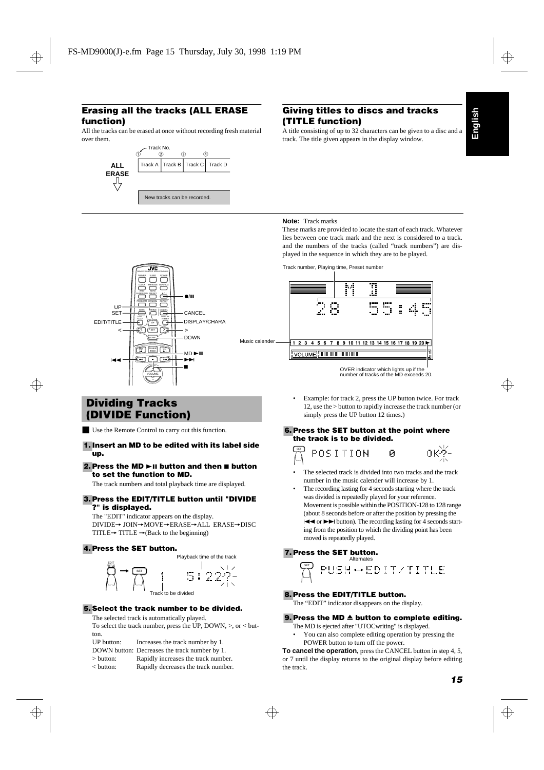## Erasing all the tracks (ALL ERASE function)

All the tracks can be erased at once without recording fresh material over them.

Track No.

| | ① | ② | ③ | ④ |
|---|---|---|---|---|
| ALL ERASE | Track A | Track B | Track C | Track D |

New tracks can be recorded.

## Giving titles to discs and tracks (TITLE function)

A title consisting of up to 32 characters can be given to a disc and a track. The title given appears in the display window.

**Note:** Track marks

These marks are provided to locate the start of each track. Whatever lies between one track mark and the next is considered to a track. and the numbers of the tracks (called "track numbers") are displayed in the sequence in which they are to be played.

Track number, Playing time, Preset number

Music calender

OVER indicator which lights up if the number of tracks of the MD exceeds 20.

UP, SET, EDIT/TITLE, <, ⏮, ●/II, CANCEL, DISPLAY/CHARA, >, DOWN, MD ►II, ⏭, ■

# Dividing Tracks (DIVIDE Function)

■ Use the Remote Control to carry out this function.

**1. Insert an MD to be edited with its label side up.**

**2. Press the MD ►II button and then ■ button to set the function to MD.**

The track numbers and total playback time are displayed.

**3. Press the EDIT/TITLE button until "DIVIDE ?" is displayed.**

The "EDIT" indicator appears on the display.

DIVIDE→ JOIN→MOVE→ERASE→ALL ERASE→DISC TITLE→ TITLE →(Back to the beginning)

**4. Press the SET button.**

Playback time of the track

Track to be divided

**5. Select the track number to be divided.**

The selected track is automatically played.

To select the track number, press the UP, DOWN, >, or < button.

| | |
|---|---|
| UP button: | Increases the track number by 1. |
| DOWN button: | Decreases the track number by 1. |
| > button: | Rapidly increases the track number. |
| < button: | Rapidly decreases the track number. |

- Example: for track 2, press the UP button twice. For track 12, use the > button to rapidly increase the track number (or simply press the UP button 12 times.)

**6. Press the SET button at the point where the track is to be divided.**

POSITION 0 OK?

- The selected track is divided into two tracks and the track number in the music calender will increase by 1.
- The recording lasting for 4 seconds starting where the track was divided is repeatedly played for your reference. Movement is possible within the POSITION-128 to 128 range (about 8 seconds before or after the position by pressing the ⏮ or ⏭ button). The recording lasting for 4 seconds starting from the position to which the dividing point has been moved is repeatedly played.

**7. Press the SET button.**

Alternates

PUSH ↔ EDIT/TITLE

**8. Press the EDIT/TITLE button.**

The "EDIT" indicator disappears on the display.

**9. Press the MD ⏏ button to complete editing.**

The MD is ejected after "UTOCwriting" is displayed.

- You can also complete editing operation by pressing the POWER button to turn off the power.

**To cancel the operation,** press the CANCEL button in step 4, 5, or 7 until the display returns to the original display before editing the track.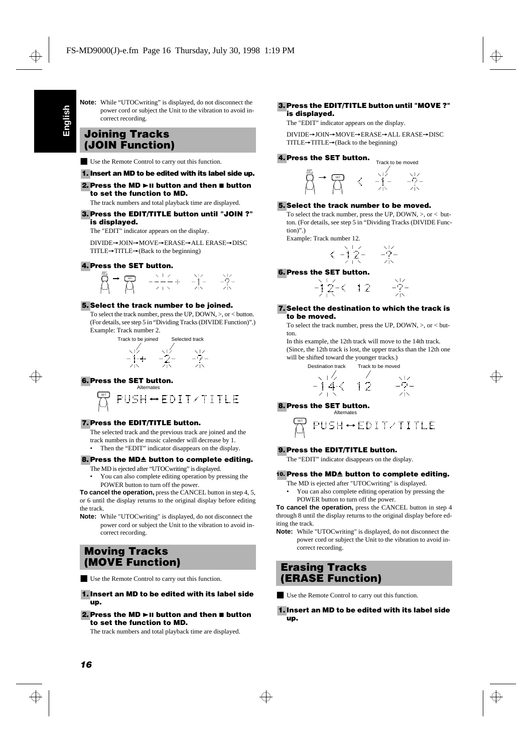**Note:** While "UTOCwriting" is displayed, do not disconnect the power cord or subject the Unit to the vibration to avoid incorrect recording.

## Joining Tracks (JOIN Function)

■ Use the Remote Control to carry out this function.

**1. Insert an MD to be edited with its label side up.**

**2. Press the MD ►II button and then ■ button to set the function to MD.**

The track numbers and total playback time are displayed.

**3. Press the EDIT/TITLE button until "JOIN ?" is displayed.**

The "EDIT" indicator appears on the display.

DIVIDE→JOIN→MOVE→ERASE→ALL ERASE→DISC TITLE→TITLE→(Back to the beginning)

**4. Press the SET button.**

**5. Select the track number to be joined.**

To select the track number, press the UP, DOWN, >, or < button. (For details, see step 5 in "Dividing Tracks (DIVIDE Function)".)
Example: Track number 2.

Track to be joined — Selected track

**6. Press the SET button.**

Alternates

PUSH ↔ EDIT/TITLE

**7. Press the EDIT/TITLE button.**

The selected track and the previous track are joined and the track numbers in the music calender will decrease by 1.

- Then the "EDIT" indicator disappears on the display.

**8. Press the MD≜ button to complete editing.**

The MD is ejected after "UTOCwriting" is displayed.

- You can also complete editing operation by pressing the POWER button to turn off the power.

**To cancel the operation,** press the CANCEL button in step 4, 5, or 6 until the display returns to the original display before editing the track.

**Note:** While "UTOCwriting" is displayed, do not disconnect the power cord or subject the Unit to the vibration to avoid incorrect recording.

## Moving Tracks (MOVE Function)

■ Use the Remote Control to carry out this function.

**1. Insert an MD to be edited with its label side up.**

**2. Press the MD ►II button and then ■ button to set the function to MD.**

The track numbers and total playback time are displayed.

**3. Press the EDIT/TITLE button until "MOVE ?" is displayed.**

The "EDIT" indicator appears on the display.

DIVIDE→JOIN→MOVE→ERASE→ALL ERASE→DISC TITLE→TITLE→(Back to the beginning)

**4. Press the SET button.**

Track to be moved

**5. Select the track number to be moved.**

To select the track number, press the UP, DOWN, >, or < button. (For details, see step 5 in "Dividing Tracks (DIVIDE Function)".)
Example: Track number 12.

**6. Press the SET button.**

**7. Select the destination to which the track is to be moved.**

To select the track number, press the UP, DOWN, >, or < button.

In this example, the 12th track will move to the 14th track. (Since, the 12th track is lost, the upper tracks than the 12th one will be shifted toward the younger tracks.)

Destination track — Track to be moved

**8. Press the SET button.**

Alternates

PUSH ↔ EDIT/TITLE

**9. Press the EDIT/TITLE button.**

The "EDIT" indicator disappears on the display.

**10. Press the MD≜ button to complete editing.**

The MD is ejected after "UTOCwriting" is displayed.

- You can also complete editing operation by pressing the POWER button to turn off the power.

**To cancel the operation,** press the CANCEL button in step 4 through 8 until the display returns to the original display before editing the track.

**Note:** While "UTOCwriting" is displayed, do not disconnect the power cord or subject the Unit to the vibration to avoid incorrect recording.

## Erasing Tracks (ERASE Function)

■ Use the Remote Control to carry out this function.

**1. Insert an MD to be edited with its label side up.**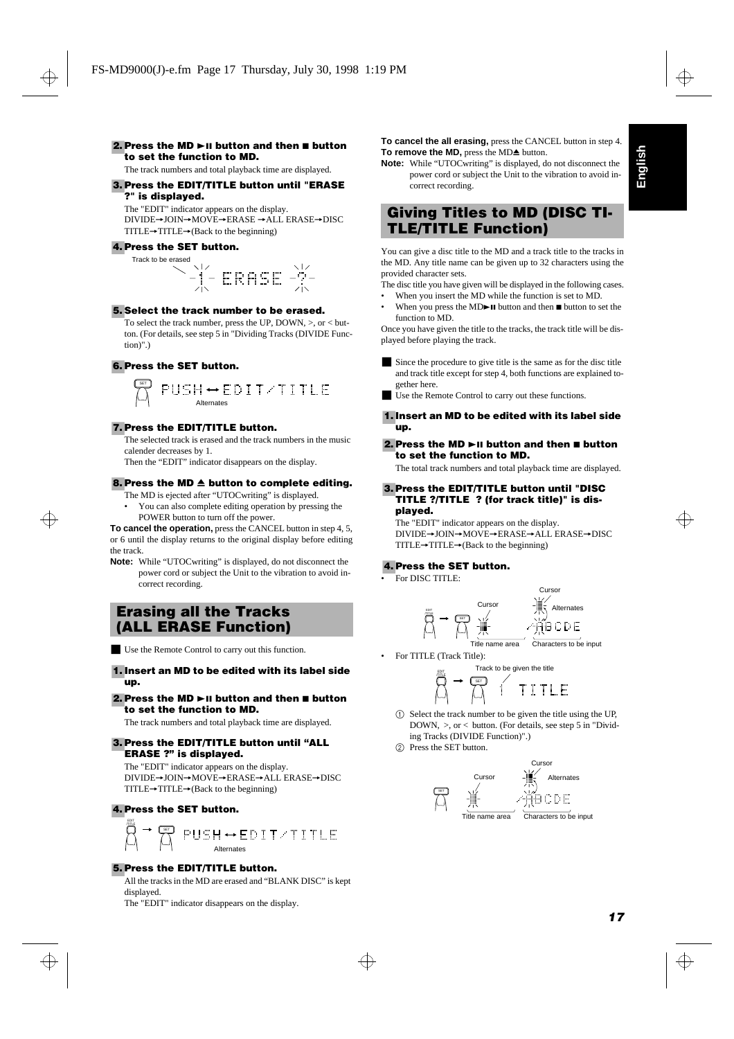**2. Press the MD ►II button and then ■ button to set the function to MD.**

The track numbers and total playback time are displayed.

**3. Press the EDIT/TITLE button until "ERASE ?" is displayed.**

The "EDIT" indicator appears on the display.
DIVIDE→JOIN→MOVE→ERASE →ALL ERASE→DISC TITLE→TITLE→(Back to the beginning)

**4. Press the SET button.**

Track to be erased

1 ERASE ?

**5. Select the track number to be erased.**

To select the track number, press the UP, DOWN, >, or < button. (For details, see step 5 in "Dividing Tracks (DIVIDE Function)".)

**6. Press the SET button.**

PUSH ↔ EDIT/TITLE
Alternates

**7. Press the EDIT/TITLE button.**

The selected track is erased and the track numbers in the music calender decreases by 1.
Then the "EDIT" indicator disappears on the display.

**8. Press the MD ▲ button to complete editing.**

The MD is ejected after "UTOCwriting" is displayed.

- You can also complete editing operation by pressing the POWER button to turn off the power.

**To cancel the operation,** press the CANCEL button in step 4, 5, or 6 until the display returns to the original display before editing the track.

**Note:** While "UTOCwriting" is displayed, do not disconnect the power cord or subject the Unit to the vibration to avoid incorrect recording.

## Erasing all the Tracks (ALL ERASE Function)

■ Use the Remote Control to carry out this function.

**1. Insert an MD to be edited with its label side up.**

**2. Press the MD ►II button and then ■ button to set the function to MD.**

The track numbers and total playback time are displayed.

**3. Press the EDIT/TITLE button until "ALL ERASE ?" is displayed.**

The "EDIT" indicator appears on the display.
DIVIDE→JOIN→MOVE→ERASE→ALL ERASE→DISC TITLE→TITLE→(Back to the beginning)

**4. Press the SET button.**

PUSH ↔ EDIT/TITLE
Alternates

**5. Press the EDIT/TITLE button.**

All the tracks in the MD are erased and "BLANK DISC" is kept displayed.
The "EDIT" indicator disappears on the display.

**To cancel the all erasing,** press the CANCEL button in step 4.
**To remove the MD,** press the MD▲ button.

**Note:** While "UTOCwriting" is displayed, do not disconnect the power cord or subject the Unit to the vibration to avoid incorrect recording.

## Giving Titles to MD (DISC TITLE/TITLE Function)

You can give a disc title to the MD and a track title to the tracks in the MD. Any title name can be given up to 32 characters using the provided character sets.

The disc title you have given will be displayed in the following cases.

- When you insert the MD while the function is set to MD.
- When you press the MD►II button and then ■ button to set the function to MD.

Once you have given the title to the tracks, the track title will be displayed before playing the track.

■ Since the procedure to give title is the same as for the disc title and track title except for step 4, both functions are explained together here.

■ Use the Remote Control to carry out these functions.

**1. Insert an MD to be edited with its label side up.**

**2. Press the MD ►II button and then ■ button to set the function to MD.**

The total track numbers and total playback time are displayed.

**3. Press the EDIT/TITLE button until "DISC TITLE ?/TITLE ? (for track title)" is displayed.**

The "EDIT" indicator appears on the display.
DIVIDE→JOIN→MOVE→ERASE→ALL ERASE→DISC TITLE→TITLE→(Back to the beginning)

**4. Press the SET button.**

- For DISC TITLE:

Cursor / Alternates / Title name area / Characters to be input

- For TITLE (Track Title):

Track to be given the title

1 TITLE

① Select the track number to be given the title using the UP, DOWN, >, or < button. (For details, see step 5 in "Dividing Tracks (DIVIDE Function)".)

② Press the SET button.

Cursor / Alternates / Title name area / Characters to be input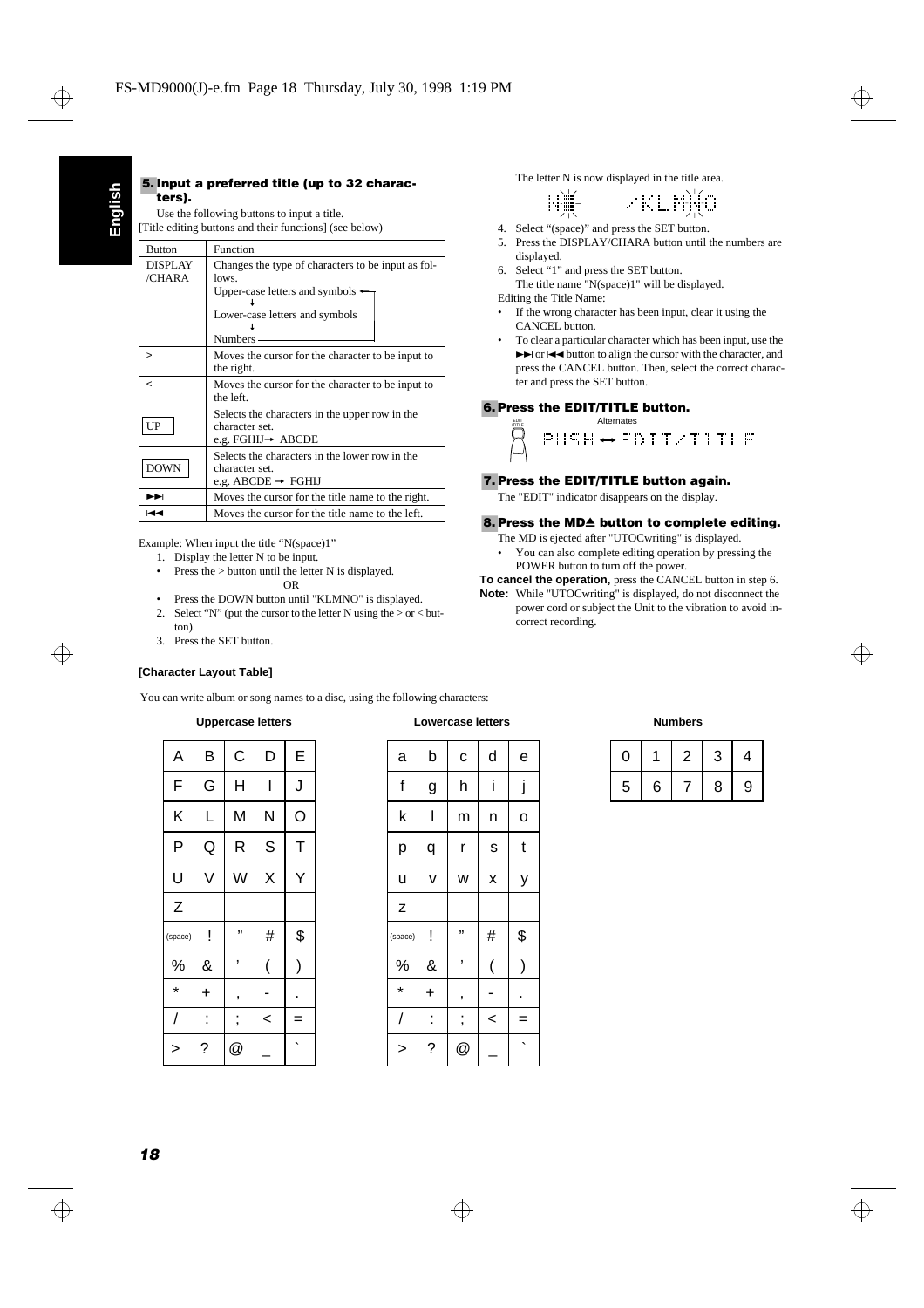English

### 5. Input a preferred title (up to 32 characters).

Use the following buttons to input a title.
[Title editing buttons and their functions] (see below)

| Button | Function |
|---|---|
| DISPLAY /CHARA | Changes the type of characters to be input as follows. Upper-case letters and symbols → Lower-case letters and symbols → Numbers → (back to Upper-case letters and symbols) |
| > | Moves the cursor for the character to be input to the right. |
| < | Moves the cursor for the character to be input to the left. |
| UP | Selects the characters in the upper row in the character set. e.g. FGHIJ→ ABCDE |
| DOWN | Selects the characters in the lower row in the character set. e.g. ABCDE → FGHIJ |
| ►►I | Moves the cursor for the title name to the right. |
| I◄◄ | Moves the cursor for the title name to the left. |

Example: When input the title "N(space)1"

1. Display the letter N to be input.
   - Press the > button until the letter N is displayed.

   OR

   - Press the DOWN button until "KLMNO" is displayed.
2. Select "N" (put the cursor to the letter N using the > or < button).
3. Press the SET button.

The letter N is now displayed in the title area.

N    /KLMNO

4. Select "(space)" and press the SET button.
5. Press the DISPLAY/CHARA button until the numbers are displayed.
6. Select "1" and press the SET button.
   The title name "N(space)1" will be displayed.

Editing the Title Name:

- If the wrong character has been input, clear it using the CANCEL button.
- To clear a particular character which has been input, use the ►►I or I◄◄ button to align the cursor with the character, and press the CANCEL button. Then, select the correct character and press the SET button.

### 6. Press the EDIT/TITLE button.

Alternates

PUSH ↔ EDIT/TITLE

### 7. Press the EDIT/TITLE button again.

The "EDIT" indicator disappears on the display.

### 8. Press the MD≜ button to complete editing.

The MD is ejected after "UTOCwriting" is displayed.

- You can also complete editing operation by pressing the POWER button to turn off the power.

**To cancel the operation,** press the CANCEL button in step 6.

**Note:** While "UTOCwriting" is displayed, do not disconnect the power cord or subject the Unit to the vibration to avoid incorrect recording.

#### [Character Layout Table]

You can write album or song names to a disc, using the following characters:

**Uppercase letters**

| A | B | C | D | E |
|---|---|---|---|---|
| F | G | H | I | J |
| K | L | M | N | O |
| P | Q | R | S | T |
| U | V | W | X | Y |
| Z | | | | |
| (space) | ! | " | # | $ |
| % | & | ' | ( | ) |
| * | + | , | - | . |
| / | : | ; | < | = |
| > | ? | @ | _ | ` |

**Lowercase letters**

| a | b | c | d | e |
|---|---|---|---|---|
| f | g | h | i | j |
| k | l | m | n | o |
| p | q | r | s | t |
| u | v | w | x | y |
| z | | | | |
| (space) | ! | " | # | $ |
| % | & | ' | ( | ) |
| * | + | , | - | . |
| / | : | ; | < | = |
| > | ? | @ | _ | ` |

**Numbers**

| 0 | 1 | 2 | 3 | 4 |
|---|---|---|---|---|
| 5 | 6 | 7 | 8 | 9 |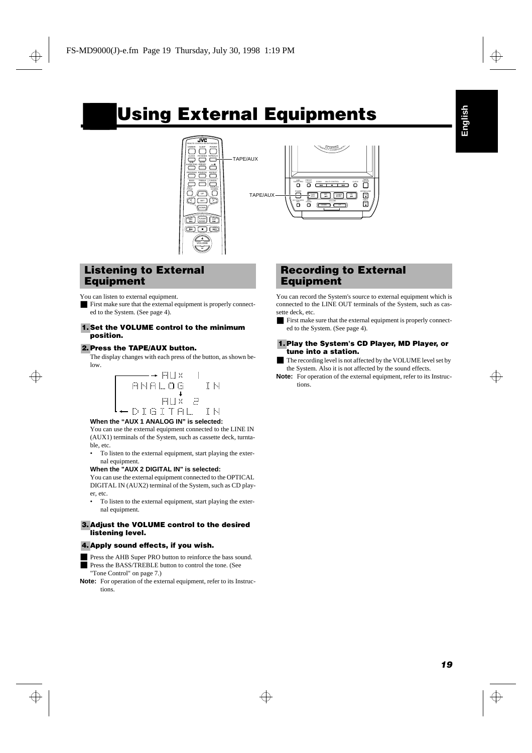# Using External Equipments

TAPE/AUX

TAPE/AUX

## Listening to External Equipment

You can listen to external equipment.

- First make sure that the external equipment is properly connected to the System. (See page 4).

### 1. Set the VOLUME control to the minimum position.

### 2. Press the TAPE/AUX button.

The display changes with each press of the button, as shown below.

```
→ AUX 1
ANALOG IN
↓
AUX 2
← DIGITAL IN
```

**When the "AUX 1 ANALOG IN" is selected:**

You can use the external equipment connected to the LINE IN (AUX1) terminals of the System, such as cassette deck, turntable, etc.

- To listen to the external equipment, start playing the external equipment.

**When the "AUX 2 DIGITAL IN" is selected:**

You can use the external equipment connected to the OPTICAL DIGITAL IN (AUX2) terminal of the System, such as CD player, etc.

- To listen to the external equipment, start playing the external equipment.

### 3. Adjust the VOLUME control to the desired listening level.

### 4. Apply sound effects, if you wish.

- Press the AHB Super PRO button to reinforce the bass sound.
- Press the BASS/TREBLE button to control the tone. (See "Tone Control" on page 7.)

**Note:** For operation of the external equipment, refer to its Instructions.

## Recording to External Equipment

You can record the System's source to external equipment which is connected to the LINE OUT terminals of the System, such as cassette deck, etc.

- First make sure that the external equipment is properly connected to the System. (See page 4).

### 1. Play the System's CD Player, MD Player, or tune into a station.

- The recording level is not affected by the VOLUME level set by the System. Also it is not affected by the sound effects.

**Note:** For operation of the external equipment, refer to its Instructions.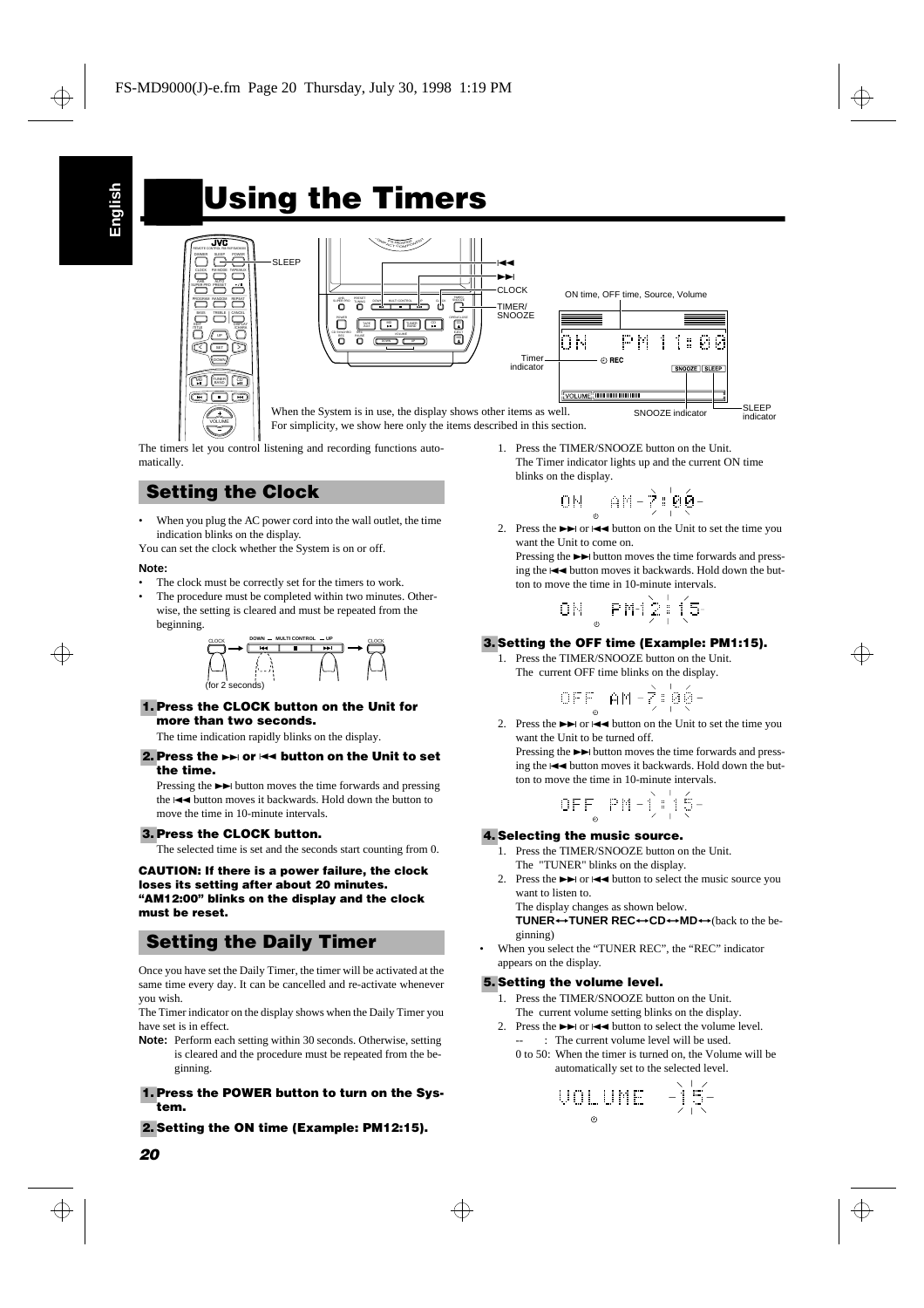# Using the Timers

When the System is in use, the display shows other items as well.
For simplicity, we show here only the items described in this section.

The timers let you control listening and recording functions automatically.

## Setting the Clock

- When you plug the AC power cord into the wall outlet, the time indication blinks on the display.

You can set the clock whether the System is on or off.

**Note:**

- The clock must be correctly set for the timers to work.
- The procedure must be completed within two minutes. Otherwise, the setting is cleared and must be repeated from the beginning.

(for 2 seconds)

### 1. Press the CLOCK button on the Unit for more than two seconds.

The time indication rapidly blinks on the display.

### 2. Press the ►►| or |◄◄ button on the Unit to set the time.

Pressing the ►►| button moves the time forwards and pressing the |◄◄ button moves it backwards. Hold down the button to move the time in 10-minute intervals.

### 3. Press the CLOCK button.

The selected time is set and the seconds start counting from 0.

**CAUTION: If there is a power failure, the clock loses its setting after about 20 minutes. "AM12:00" blinks on the display and the clock must be reset.**

## Setting the Daily Timer

Once you have set the Daily Timer, the timer will be activated at the same time every day. It can be cancelled and re-activate whenever you wish.

The Timer indicator on the display shows when the Daily Timer you have set is in effect.

**Note:** Perform each setting within 30 seconds. Otherwise, setting is cleared and the procedure must be repeated from the beginning.

### 1. Press the POWER button to turn on the System.

### 2. Setting the ON time (Example: PM12:15).

1. Press the TIMER/SNOOZE button on the Unit.
   The Timer indicator lights up and the current ON time blinks on the display.

   ON AM-7:00-

2. Press the ►►| or |◄◄ button on the Unit to set the time you want the Unit to come on.
   Pressing the ►►| button moves the time forwards and pressing the |◄◄ button moves it backwards. Hold down the button to move the time in 10-minute intervals.

   ON PM12:15

### 3. Setting the OFF time (Example: PM1:15).

1. Press the TIMER/SNOOZE button on the Unit.
   The current OFF time blinks on the display.

   OFF AM-7:00-

2. Press the ►►| or |◄◄ button on the Unit to set the time you want the Unit to be turned off.
   Pressing the ►►| button moves the time forwards and pressing the |◄◄ button moves it backwards. Hold down the button to move the time in 10-minute intervals.

   OFF PM-1:15-

### 4. Selecting the music source.

1. Press the TIMER/SNOOZE button on the Unit.
   The "TUNER" blinks on the display.
2. Press the ►►| or |◄◄ button to select the music source you want to listen to.
   The display changes as shown below.
   **TUNER↔TUNER REC↔CD↔MD↔**(back to the beginning)

- When you select the "TUNER REC", the "REC" indicator appears on the display.

### 5. Setting the volume level.

1. Press the TIMER/SNOOZE button on the Unit.
   The current volume setting blinks on the display.
2. Press the ►►| or |◄◄ button to select the volume level.
   -- : The current volume level will be used.
   0 to 50: When the timer is turned on, the Volume will be automatically set to the selected level.

   VOLUME -15-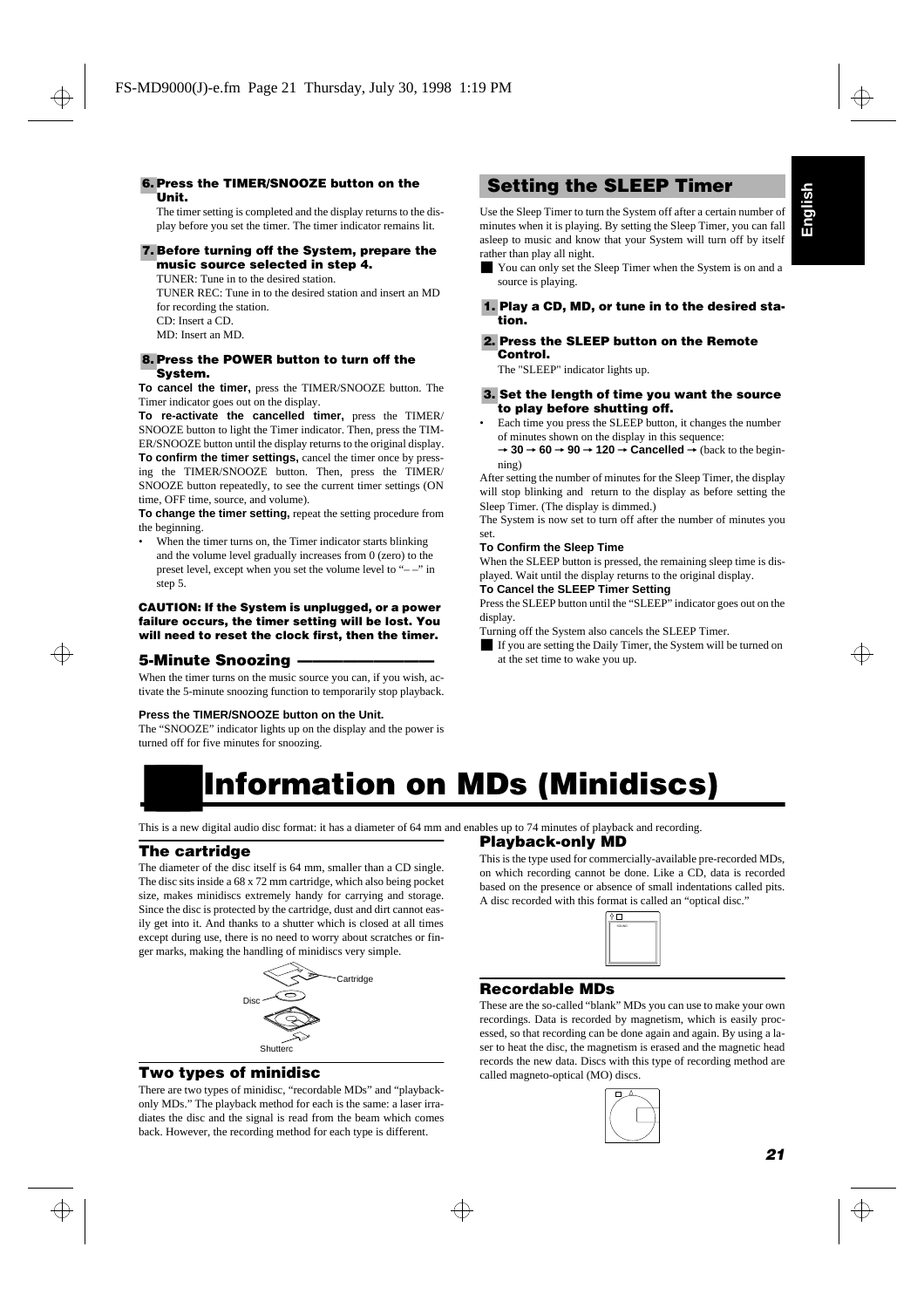**6. Press the TIMER/SNOOZE button on the Unit.**

The timer setting is completed and the display returns to the display before you set the timer. The timer indicator remains lit.

**7. Before turning off the System, prepare the music source selected in step 4.**

TUNER: Tune in to the desired station.
TUNER REC: Tune in to the desired station and insert an MD for recording the station.
CD: Insert a CD.
MD: Insert an MD.

**8. Press the POWER button to turn off the System.**

**To cancel the timer,** press the TIMER/SNOOZE button. The Timer indicator goes out on the display.

**To re-activate the cancelled timer,** press the TIMER/SNOOZE button to light the Timer indicator. Then, press the TIMER/SNOOZE button until the display returns to the original display.

**To confirm the timer settings,** cancel the timer once by pressing the TIMER/SNOOZE button. Then, press the TIMER/SNOOZE button repeatedly, to see the current timer settings (ON time, OFF time, source, and volume).

**To change the timer setting,** repeat the setting procedure from the beginning.

- When the timer turns on, the Timer indicator starts blinking and the volume level gradually increases from 0 (zero) to the preset level, except when you set the volume level to "– –" in step 5.

**CAUTION: If the System is unplugged, or a power failure occurs, the timer setting will be lost. You will need to reset the clock first, then the timer.**

### 5-Minute Snoozing

When the timer turns on the music source you can, if you wish, activate the 5-minute snoozing function to temporarily stop playback.

**Press the TIMER/SNOOZE button on the Unit.**

The "SNOOZE" indicator lights up on the display and the power is turned off for five minutes for snoozing.

## Setting the SLEEP Timer

Use the Sleep Timer to turn the System off after a certain number of minutes when it is playing. By setting the Sleep Timer, you can fall asleep to music and know that your System will turn off by itself rather than play all night.

- You can only set the Sleep Timer when the System is on and a source is playing.

**1. Play a CD, MD, or tune in to the desired station.**

**2. Press the SLEEP button on the Remote Control.**

The "SLEEP" indicator lights up.

**3. Set the length of time you want the source to play before shutting off.**

- Each time you press the SLEEP button, it changes the number of minutes shown on the display in this sequence:
  → **30** → **60** → **90** → **120** → **Cancelled** → (back to the beginning)

After setting the number of minutes for the Sleep Timer, the display will stop blinking and return to the display as before setting the Sleep Timer. (The display is dimmed.)

The System is now set to turn off after the number of minutes you set.

**To Confirm the Sleep Time**

When the SLEEP button is pressed, the remaining sleep time is displayed. Wait until the display returns to the original display.

**To Cancel the SLEEP Timer Setting**

Press the SLEEP button until the "SLEEP" indicator goes out on the display.

Turning off the System also cancels the SLEEP Timer.

- If you are setting the Daily Timer, the System will be turned on at the set time to wake you up.

# Information on MDs (Minidiscs)

This is a new digital audio disc format: it has a diameter of 64 mm and enables up to 74 minutes of playback and recording.

### The cartridge

The diameter of the disc itself is 64 mm, smaller than a CD single. The disc sits inside a 68 x 72 mm cartridge, which also being pocket size, makes minidiscs extremely handy for carrying and storage. Since the disc is protected by the cartridge, dust and dirt cannot easily get into it. And thanks to a shutter which is closed at all times except during use, there is no need to worry about scratches or finger marks, making the handling of minidiscs very simple.

Cartridge
Disc
Shutterc

### Two types of minidisc

There are two types of minidisc, "recordable MDs" and "playback-only MDs." The playback method for each is the same: a laser irradiates the disc and the signal is read from the beam which comes back. However, the recording method for each type is different.

### Playback-only MD

This is the type used for commercially-available pre-recorded MDs, on which recording cannot be done. Like a CD, data is recorded based on the presence or absence of small indentations called pits. A disc recorded with this format is called an "optical disc."

### Recordable MDs

These are the so-called "blank" MDs you can use to make your own recordings. Data is recorded by magnetism, which is easily processed, so that recording can be done again and again. By using a laser to heat the disc, the magnetism is erased and the magnetic head records the new data. Discs with this type of recording method are called magneto-optical (MO) discs.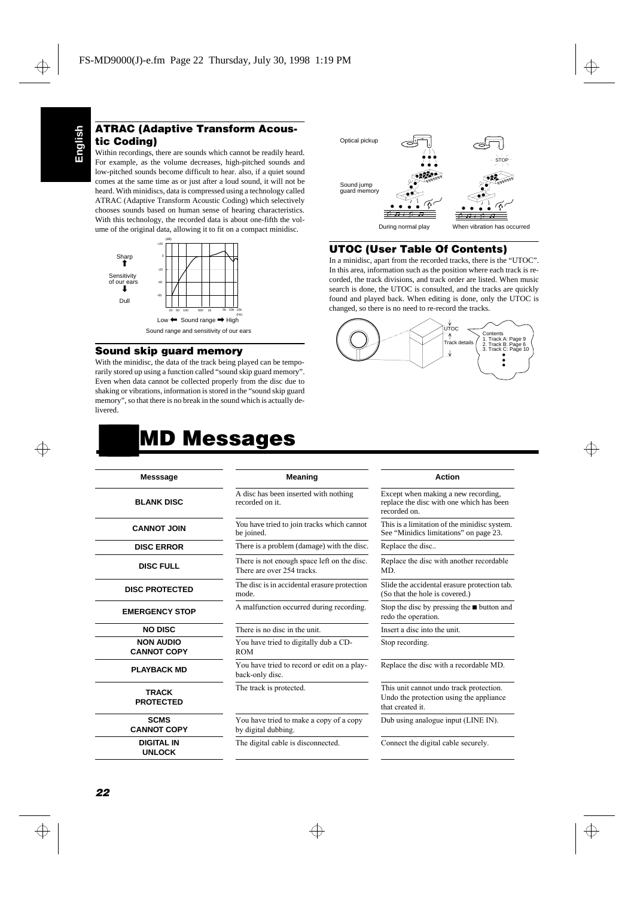## ATRAC (Adaptive Transform Acoustic Coding)

Within recordings, there are sounds which cannot be readily heard. For example, as the volume decreases, high-pitched sounds and low-pitched sounds become difficult to hear. also, if a quiet sound comes at the same time as or just after a loud sound, it will not be heard. With minidiscs, data is compressed using a technology called ATRAC (Adaptive Transform Acoustic Coding) which selectively chooses sounds based on human sense of hearing characteristics. With this technology, the recorded data is about one-fifth the volume of the original data, allowing it to fit on a compact minidisc.

Sound range and sensitivity of our ears

## Sound skip guard memory

With the minidisc, the data of the track being played can be temporarily stored up using a function called "sound skip guard memory". Even when data cannot be collected properly from the disc due to shaking or vibrations, information is stored in the "sound skip guard memory", so that there is no break in the sound which is actually delivered.

## UTOC (User Table Of Contents)

In a minidisc, apart from the recorded tracks, there is the "UTOC". In this area, information such as the position where each track is recorded, the track divisions, and track order are listed. When music search is done, the UTOC is consulted, and the tracks are quickly found and played back. When editing is done, only the UTOC is changed, so there is no need to re-record the tracks.

# MD Messages

| Messsage | Meaning | Action |
|---|---|---|
| BLANK DISC | A disc has been inserted with nothing recorded on it. | Except when making a new recording, replace the disc with one which has been recorded on. |
| CANNOT JOIN | You have tried to join tracks which cannot be joined. | This is a limitation of the minidisc system. See "Minidics limitations" on page 23. |
| DISC ERROR | There is a problem (damage) with the disc. | Replace the disc.. |
| DISC FULL | There is not enough space left on the disc. There are over 254 tracks. | Replace the disc with another recordable MD. |
| DISC PROTECTED | The disc is in accidental erasure protection mode. | Slide the accidental erasure protection tab. (So that the hole is covered.) |
| EMERGENCY STOP | A malfunction occurred during recording. | Stop the disc by pressing the ■ button and redo the operation. |
| NO DISC | There is no disc in the unit. | Insert a disc into the unit. |
| NON AUDIO CANNOT COPY | You have tried to digitally dub a CD-ROM | Stop recording. |
| PLAYBACK MD | You have tried to record or edit on a playback-only disc. | Replace the disc with a recordable MD. |
| TRACK PROTECTED | The track is protected. | This unit cannot undo track protection. Undo the protection using the appliance that created it. |
| SCMS CANNOT COPY | You have tried to make a copy of a copy by digital dubbing. | Dub using analogue input (LINE IN). |
| DIGITAL IN UNLOCK | The digital cable is disconnected. | Connect the digital cable securely. |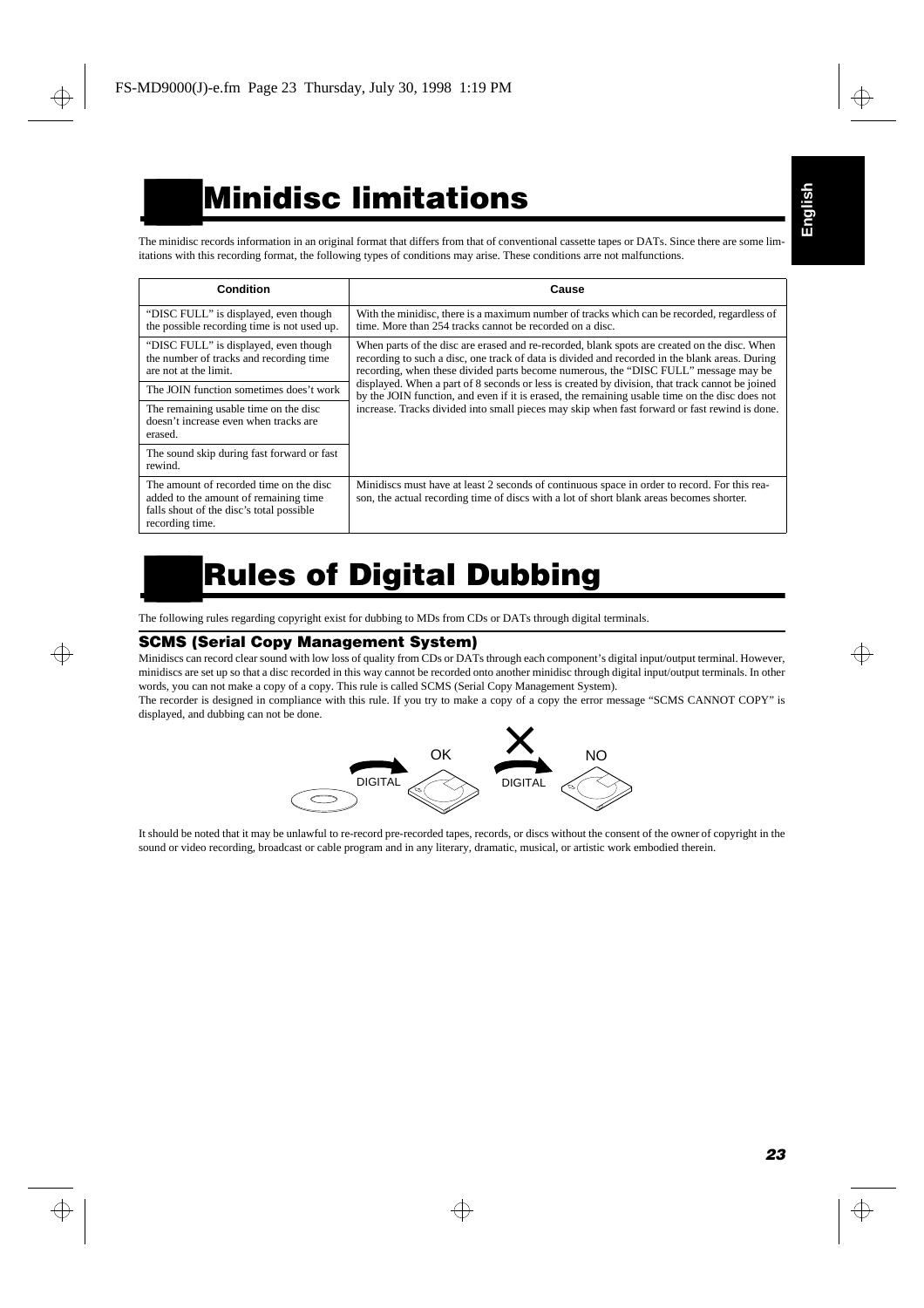# Minidisc limitations

The minidisc records information in an original format that differs from that of conventional cassette tapes or DATs. Since there are some limitations with this recording format, the following types of conditions may arise. These conditions arre not malfunctions.

| Condition | Cause |
|---|---|
| "DISC FULL" is displayed, even though the possible recording time is not used up. | With the minidisc, there is a maximum number of tracks which can be recorded, regardless of time. More than 254 tracks cannot be recorded on a disc. |
| "DISC FULL" is displayed, even though the number of tracks and recording time are not at the limit. | When parts of the disc are erased and re-recorded, blank spots are created on the disc. When recording to such a disc, one track of data is divided and recorded in the blank areas. During recording, when these divided parts become numerous, the "DISC FULL" message may be displayed. When a part of 8 seconds or less is created by division, that track cannot be joined by the JOIN function, and even if it is erased, the remaining usable time on the disc does not increase. Tracks divided into small pieces may skip when fast forward or fast rewind is done. |
| The JOIN function sometimes does't work | |
| The remaining usable time on the disc doesn't increase even when tracks are erased. | |
| The sound skip during fast forward or fast rewind. | |
| The amount of recorded time on the disc added to the amount of remaining time falls shout of the disc's total possible recording time. | Minidiscs must have at least 2 seconds of continuous space in order to record. For this reason, the actual recording time of discs with a lot of short blank areas becomes shorter. |

# Rules of Digital Dubbing

The following rules regarding copyright exist for dubbing to MDs from CDs or DATs through digital terminals.

## SCMS (Serial Copy Management System)

Minidiscs can record clear sound with low loss of quality from CDs or DATs through each component's digital input/output terminal. However, minidiscs are set up so that a disc recorded in this way cannot be recorded onto another minidisc through digital input/output terminals. In other words, you can not make a copy of a copy. This rule is called SCMS (Serial Copy Management System).

The recorder is designed in compliance with this rule. If you try to make a copy of a copy the error message "SCMS CANNOT COPY" is displayed, and dubbing can not be done.

DIGITAL → OK  DIGITAL → NO

It should be noted that it may be unlawful to re-record pre-recorded tapes, records, or discs without the consent of the owner of copyright in the sound or video recording, broadcast or cable program and in any literary, dramatic, musical, or artistic work embodied therein.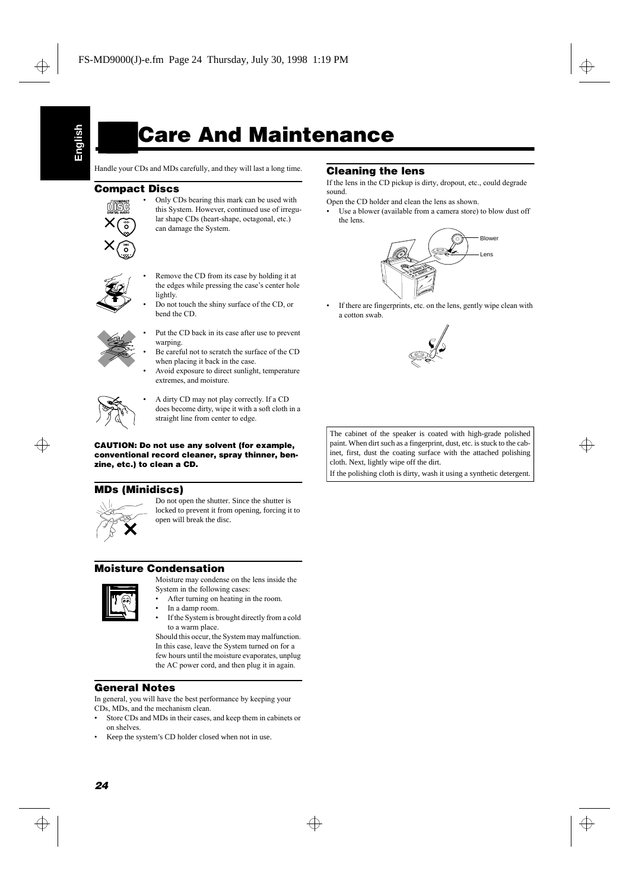# Care And Maintenance

Handle your CDs and MDs carefully, and they will last a long time.

## Compact Discs

- Only CDs bearing this mark can be used with this System. However, continued use of irregular shape CDs (heart-shape, octagonal, etc.) can damage the System.

- Remove the CD from its case by holding it at the edges while pressing the case's center hole lightly.
- Do not touch the shiny surface of the CD, or bend the CD.

- Put the CD back in its case after use to prevent warping.
- Be careful not to scratch the surface of the CD when placing it back in the case.
- Avoid exposure to direct sunlight, temperature extremes, and moisture.

- A dirty CD may not play correctly. If a CD does become dirty, wipe it with a soft cloth in a straight line from center to edge.

**CAUTION: Do not use any solvent (for example, conventional record cleaner, spray thinner, benzine, etc.) to clean a CD.**

## MDs (Minidiscs)

Do not open the shutter. Since the shutter is locked to prevent it from opening, forcing it to open will break the disc.

## Moisture Condensation

Moisture may condense on the lens inside the System in the following cases:

- After turning on heating in the room.
- In a damp room.
- If the System is brought directly from a cold to a warm place.

Should this occur, the System may malfunction. In this case, leave the System turned on for a few hours until the moisture evaporates, unplug the AC power cord, and then plug it in again.

## General Notes

In general, you will have the best performance by keeping your CDs, MDs, and the mechanism clean.

- Store CDs and MDs in their cases, and keep them in cabinets or on shelves.
- Keep the system's CD holder closed when not in use.

## Cleaning the lens

If the lens in the CD pickup is dirty, dropout, etc., could degrade sound.

Open the CD holder and clean the lens as shown.

- Use a blower (available from a camera store) to blow dust off the lens.

Blower

Lens

- If there are fingerprints, etc. on the lens, gently wipe clean with a cotton swab.

The cabinet of the speaker is coated with high-grade polished paint. When dirt such as a fingerprint, dust, etc. is stuck to the cabinet, first, dust the coating surface with the attached polishing cloth. Next, lightly wipe off the dirt.

If the polishing cloth is dirty, wash it using a synthetic detergent.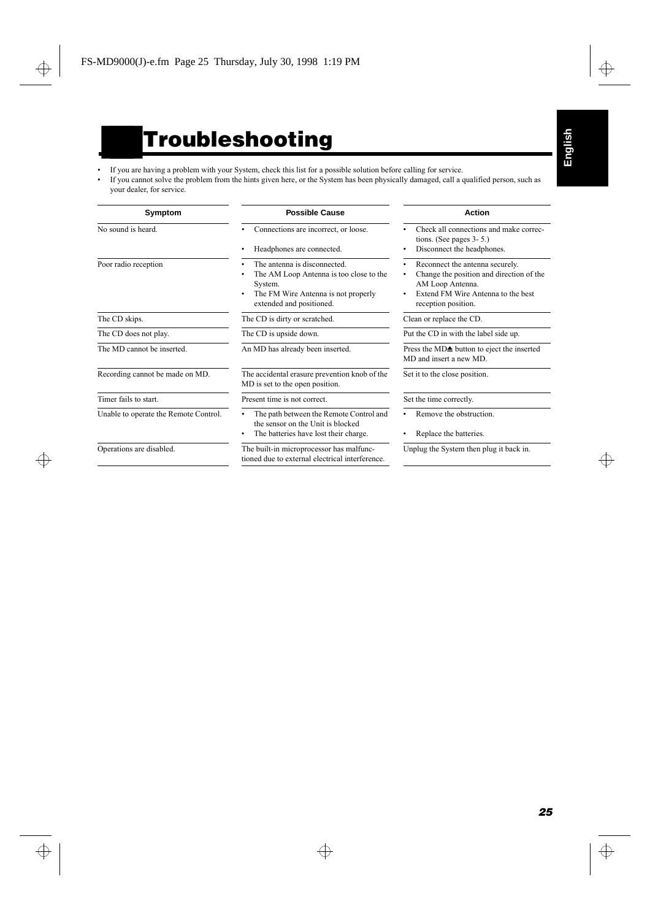# Troubleshooting

- If you are having a problem with your System, check this list for a possible solution before calling for service.
- If you cannot solve the problem from the hints given here, or the System has been physically damaged, call a qualified person, such as your dealer, for service.

| Symptom | Possible Cause | Action |
|---|---|---|
| No sound is heard. | • Connections are incorrect, or loose.<br>• Headphones are connected. | • Check all connections and make corrections. (See pages 3- 5.)<br>• Disconnect the headphones. |
| Poor radio reception | • The antenna is disconnected.<br>• The AM Loop Antenna is too close to the System.<br>• The FM Wire Antenna is not properly extended and positioned. | • Reconnect the antenna securely.<br>• Change the position and direction of the AM Loop Antenna.<br>• Extend FM Wire Antenna to the best reception position. |
| The CD skips. | The CD is dirty or scratched. | Clean or replace the CD. |
| The CD does not play. | The CD is upside down. | Put the CD in with the label side up. |
| The MD cannot be inserted. | An MD has already been inserted. | Press the MD⏏ button to eject the inserted MD and insert a new MD. |
| Recording cannot be made on MD. | The accidental erasure prevention knob of the MD is set to the open position. | Set it to the close position. |
| Timer fails to start. | Present time is not correct. | Set the time correctly. |
| Unable to operate the Remote Control. | • The path between the Remote Control and the sensor on the Unit is blocked<br>• The batteries have lost their charge. | • Remove the obstruction.<br>• Replace the batteries. |
| Operations are disabled. | The built-in microprocessor has malfunctioned due to external electrical interference. | Unplug the System then plug it back in. |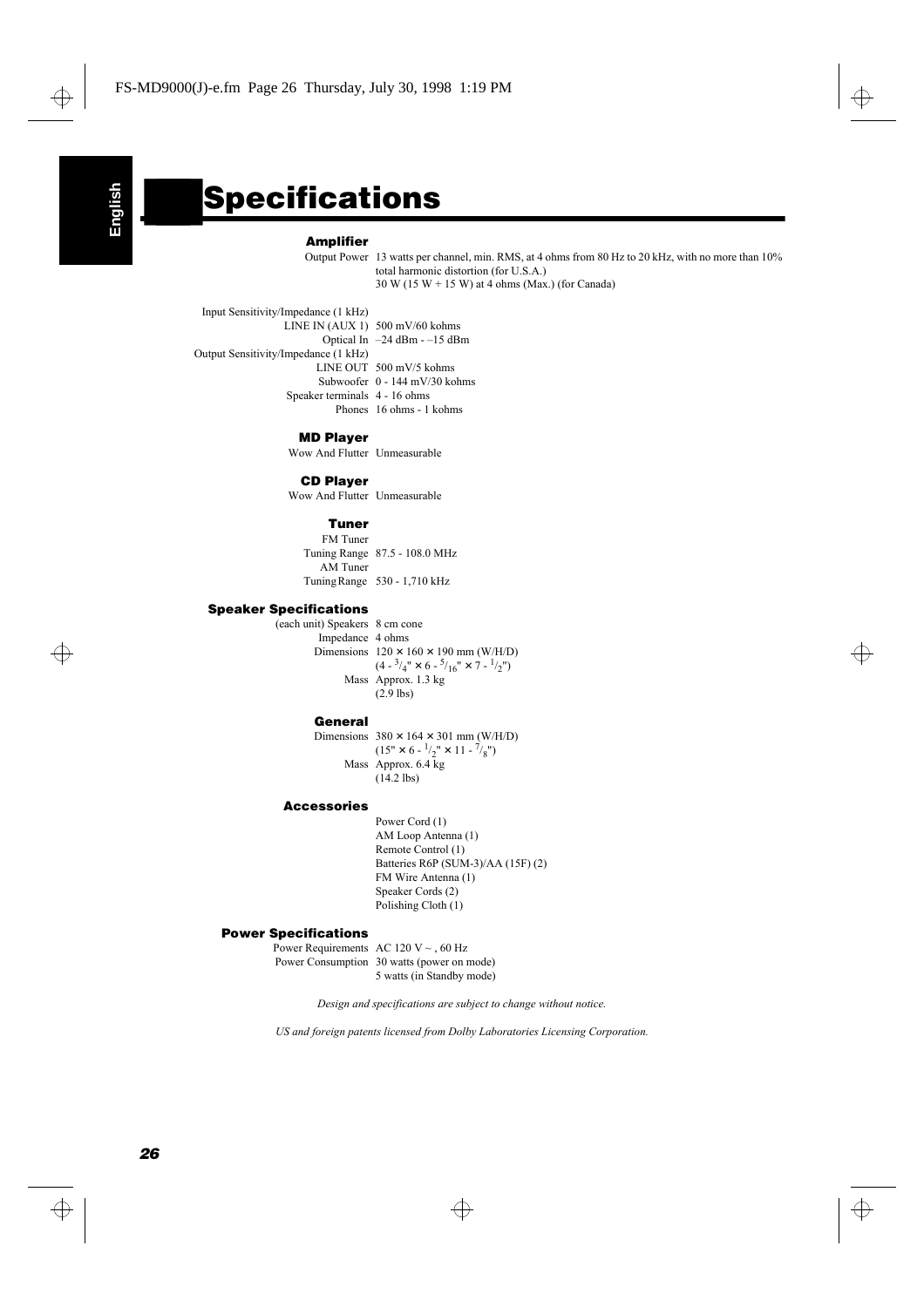# Specifications

## Amplifier

Output Power: 13 watts per channel, min. RMS, at 4 ohms from 80 Hz to 20 kHz, with no more than 10% total harmonic distortion (for U.S.A.)
30 W (15 W + 15 W) at 4 ohms (Max.) (for Canada)

Input Sensitivity/Impedance (1 kHz)
- LINE IN (AUX 1): 500 mV/60 kohms
- Optical In: –24 dBm - –15 dBm

Output Sensitivity/Impedance (1 kHz)
- LINE OUT: 500 mV/5 kohms
- Subwoofer: 0 - 144 mV/30 kohms
- Speaker terminals: 4 - 16 ohms
- Phones: 16 ohms - 1 kohms

## MD Player

Wow And Flutter: Unmeasurable

## CD Player

Wow And Flutter: Unmeasurable

## Tuner

FM Tuner
- Tuning Range: 87.5 - 108.0 MHz

AM Tuner
- Tuning Range: 530 - 1,710 kHz

## Speaker Specifications

(each unit) Speakers: 8 cm cone
Impedance: 4 ohms
Dimensions: 120 × 160 × 190 mm (W/H/D)
(4 - 3/4" × 6 - 5/16" × 7 - 1/2")
Mass: Approx. 1.3 kg
(2.9 lbs)

## General

Dimensions: 380 × 164 × 301 mm (W/H/D)
(15" × 6 - 1/2" × 11 - 7/8")
Mass: Approx. 6.4 kg
(14.2 lbs)

## Accessories

- Power Cord (1)
- AM Loop Antenna (1)
- Remote Control (1)
- Batteries R6P (SUM-3)/AA (15F) (2)
- FM Wire Antenna (1)
- Speaker Cords (2)
- Polishing Cloth (1)

## Power Specifications

Power Requirements: AC 120 V ~ , 60 Hz
Power Consumption: 30 watts (power on mode)
5 watts (in Standby mode)

*Design and specifications are subject to change without notice.*

*US and foreign patents licensed from Dolby Laboratories Licensing Corporation.*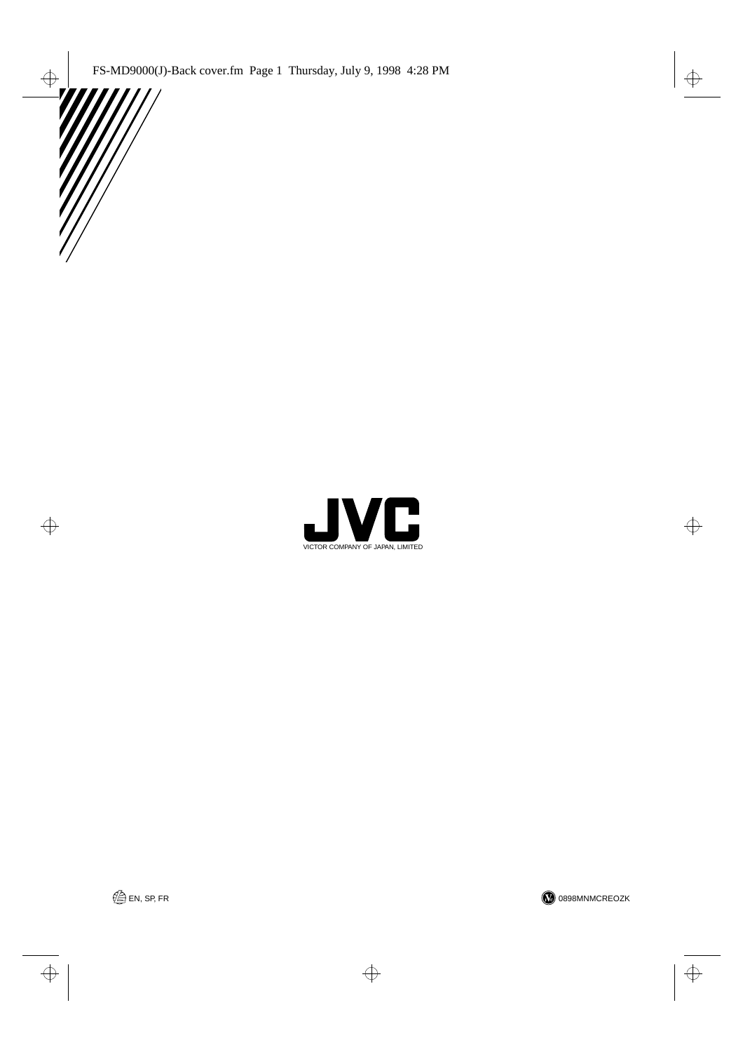JVC

VICTOR COMPANY OF JAPAN, LIMITED

EN, SP, FR

0898MNMCREOZK